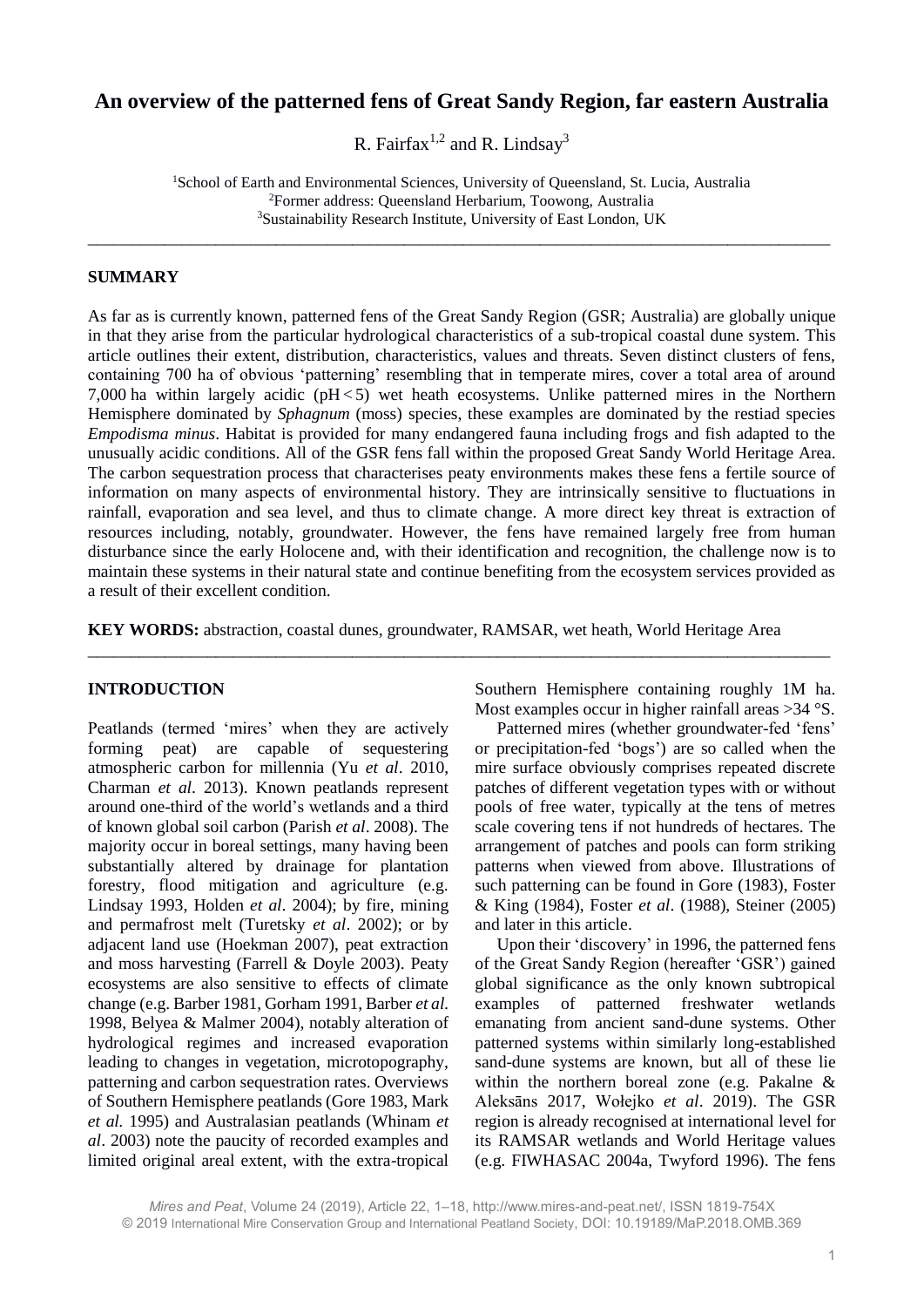# An overview of the patterned fens of Great Sandy Region, far eastern Australia

R. Fairfax[1,2] and R. Lindsay[3]

[1]School of Earth and Environmental Sciences, University of Queensland, St. Lucia, Australia
[2]Former address: Queensland Herbarium, Toowong, Australia
[3]Sustainability Research Institute, University of East London, UK

---

## SUMMARY

As far as is currently known, patterned fens of the Great Sandy Region (GSR; Australia) are globally unique in that they arise from the particular hydrological characteristics of a sub-tropical coastal dune system. This article outlines their extent, distribution, characteristics, values and threats. Seven distinct clusters of fens, containing 700 ha of obvious 'patterning' resembling that in temperate mires, cover a total area of around 7,000 ha within largely acidic (pH < 5) wet heath ecosystems. Unlike patterned mires in the Northern Hemisphere dominated by *Sphagnum* (moss) species, these examples are dominated by the restiad species *Empodisma minus*. Habitat is provided for many endangered fauna including frogs and fish adapted to the unusually acidic conditions. All of the GSR fens fall within the proposed Great Sandy World Heritage Area. The carbon sequestration process that characterises peaty environments makes these fens a fertile source of information on many aspects of environmental history. They are intrinsically sensitive to fluctuations in rainfall, evaporation and sea level, and thus to climate change. A more direct key threat is extraction of resources including, notably, groundwater. However, the fens have remained largely free from human disturbance since the early Holocene and, with their identification and recognition, the challenge now is to maintain these systems in their natural state and continue benefiting from the ecosystem services provided as a result of their excellent condition.

**KEY WORDS:** abstraction, coastal dunes, groundwater, RAMSAR, wet heath, World Heritage Area

---

## INTRODUCTION

Peatlands (termed 'mires' when they are actively forming peat) are capable of sequestering atmospheric carbon for millennia (Yu *et al*. 2010, Charman *et al*. 2013). Known peatlands represent around one-third of the world's wetlands and a third of known global soil carbon (Parish *et al*. 2008). The majority occur in boreal settings, many having been substantially altered by drainage for plantation forestry, flood mitigation and agriculture (e.g. Lindsay 1993, Holden *et al*. 2004); by fire, mining and permafrost melt (Turetsky *et al*. 2002); or by adjacent land use (Hoekman 2007), peat extraction and moss harvesting (Farrell & Doyle 2003). Peaty ecosystems are also sensitive to effects of climate change (e.g. Barber 1981, Gorham 1991, Barber *et al.* 1998, Belyea & Malmer 2004), notably alteration of hydrological regimes and increased evaporation leading to changes in vegetation, microtopography, patterning and carbon sequestration rates. Overviews of Southern Hemisphere peatlands (Gore 1983, Mark *et al.* 1995) and Australasian peatlands (Whinam *et al*. 2003) note the paucity of recorded examples and limited original areal extent, with the extra-tropical Southern Hemisphere containing roughly 1M ha. Most examples occur in higher rainfall areas >34 °S.

Patterned mires (whether groundwater-fed 'fens' or precipitation-fed 'bogs') are so called when the mire surface obviously comprises repeated discrete patches of different vegetation types with or without pools of free water, typically at the tens of metres scale covering tens if not hundreds of hectares. The arrangement of patches and pools can form striking patterns when viewed from above. Illustrations of such patterning can be found in Gore (1983), Foster & King (1984), Foster *et al*. (1988), Steiner (2005) and later in this article.

Upon their 'discovery' in 1996, the patterned fens of the Great Sandy Region (hereafter 'GSR') gained global significance as the only known subtropical examples of patterned freshwater wetlands emanating from ancient sand-dune systems. Other patterned systems within similarly long-established sand-dune systems are known, but all of these lie within the northern boreal zone (e.g. Pakalne & Aleksāns 2017, Wołejko *et al*. 2019). The GSR region is already recognised at international level for its RAMSAR wetlands and World Heritage values (e.g. FIWHASAC 2004a, Twyford 1996). The fens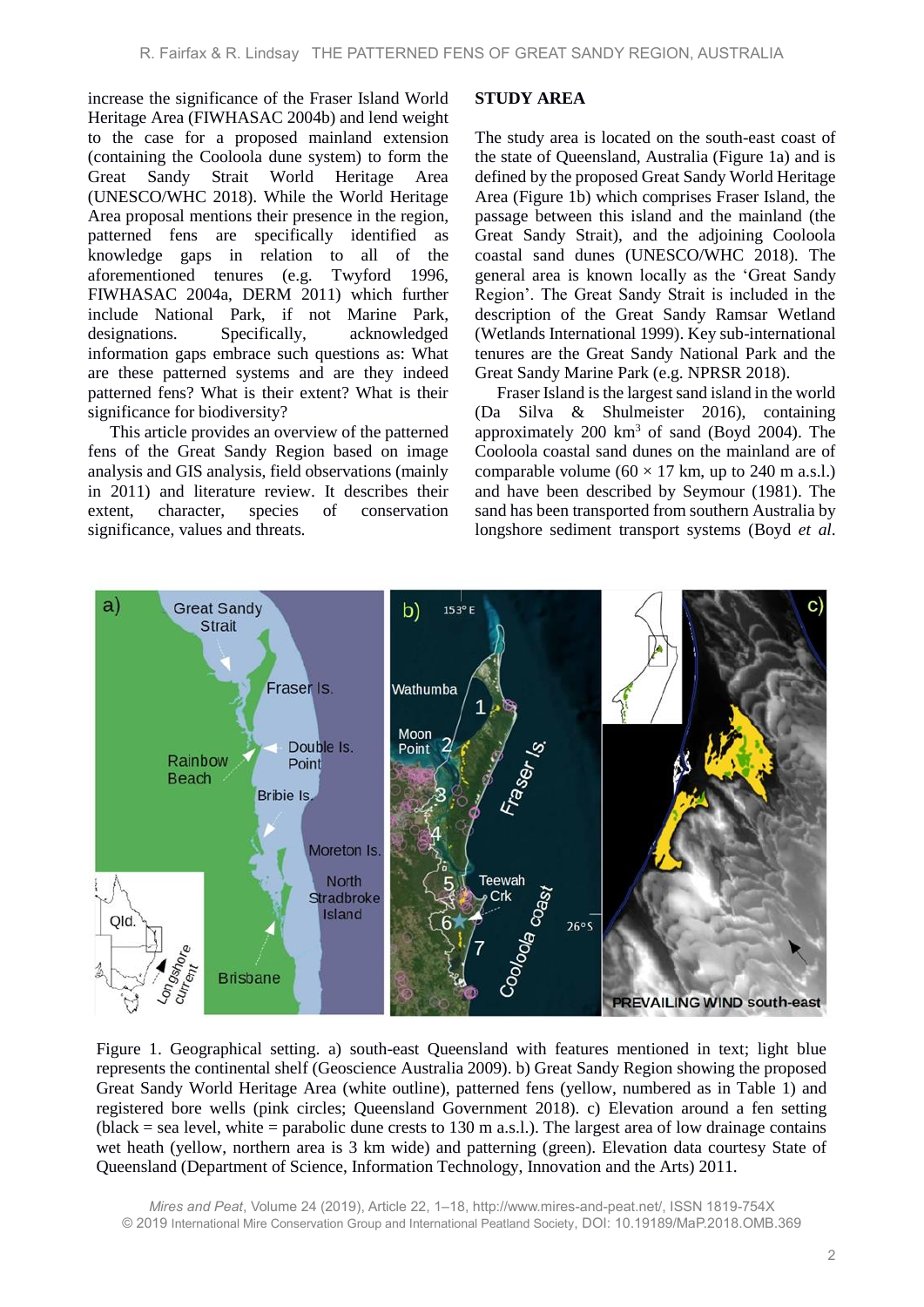increase the significance of the Fraser Island World Heritage Area (FIWHASAC 2004b) and lend weight to the case for a proposed mainland extension (containing the Cooloola dune system) to form the Great Sandy Strait World Heritage Area (UNESCO/WHC 2018). While the World Heritage Area proposal mentions their presence in the region, patterned fens are specifically identified as knowledge gaps in relation to all of the aforementioned tenures (e.g. Twyford 1996, FIWHASAC 2004a, DERM 2011) which further include National Park, if not Marine Park, designations. Specifically, acknowledged information gaps embrace such questions as: What are these patterned systems and are they indeed patterned fens? What is their extent? What is their significance for biodiversity?

This article provides an overview of the patterned fens of the Great Sandy Region based on image analysis and GIS analysis, field observations (mainly in 2011) and literature review. It describes their extent, character, species of conservation significance, values and threats.

## STUDY AREA

The study area is located on the south-east coast of the state of Queensland, Australia (Figure 1a) and is defined by the proposed Great Sandy World Heritage Area (Figure 1b) which comprises Fraser Island, the passage between this island and the mainland (the Great Sandy Strait), and the adjoining Cooloola coastal sand dunes (UNESCO/WHC 2018). The general area is known locally as the 'Great Sandy Region'. The Great Sandy Strait is included in the description of the Great Sandy Ramsar Wetland (Wetlands International 1999). Key sub-international tenures are the Great Sandy National Park and the Great Sandy Marine Park (e.g. NPRSR 2018).

Fraser Island is the largest sand island in the world (Da Silva & Shulmeister 2016), containing approximately 200 km$^3$ of sand (Boyd 2004). The Cooloola coastal sand dunes on the mainland are of comparable volume (60 × 17 km, up to 240 m a.s.l.) and have been described by Seymour (1981). The sand has been transported from southern Australia by longshore sediment transport systems (Boyd *et al*.

Figure 1. Geographical setting. a) south-east Queensland with features mentioned in text; light blue represents the continental shelf (Geoscience Australia 2009). b) Great Sandy Region showing the proposed Great Sandy World Heritage Area (white outline), patterned fens (yellow, numbered as in Table 1) and registered bore wells (pink circles; Queensland Government 2018). c) Elevation around a fen setting (black = sea level, white = parabolic dune crests to 130 m a.s.l.). The largest area of low drainage contains wet heath (yellow, northern area is 3 km wide) and patterning (green). Elevation data courtesy State of Queensland (Department of Science, Information Technology, Innovation and the Arts) 2011.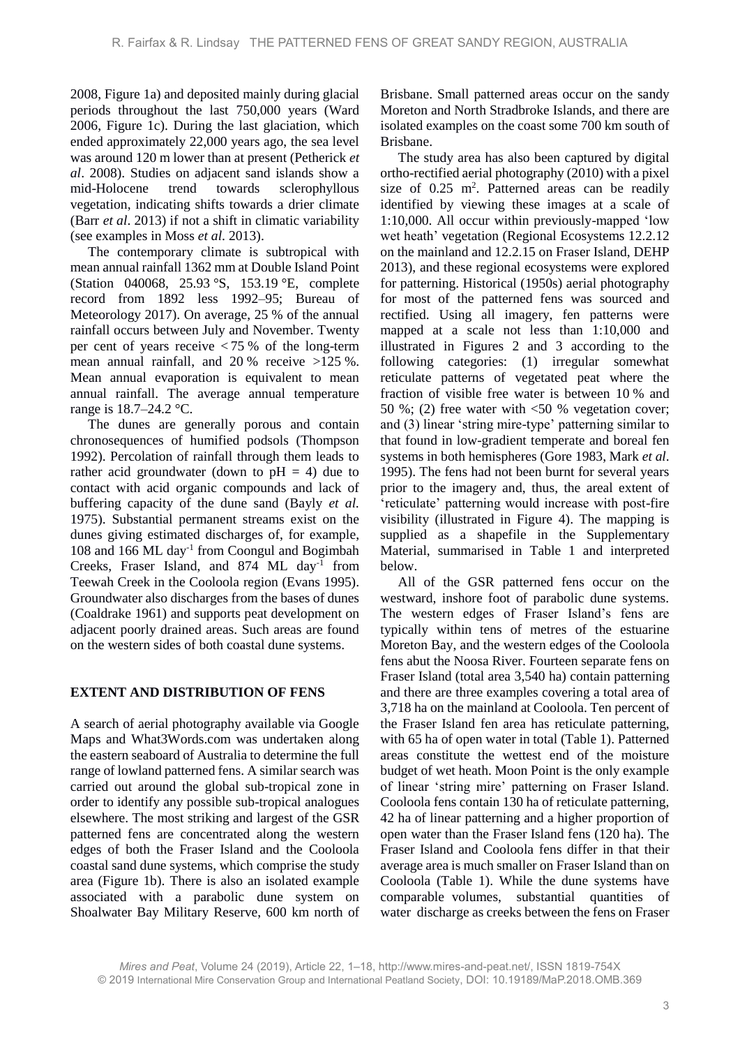2008, Figure 1a) and deposited mainly during glacial periods throughout the last 750,000 years (Ward 2006, Figure 1c). During the last glaciation, which ended approximately 22,000 years ago, the sea level was around 120 m lower than at present (Petherick *et al*. 2008). Studies on adjacent sand islands show a mid-Holocene trend towards sclerophyllous vegetation, indicating shifts towards a drier climate (Barr *et al*. 2013) if not a shift in climatic variability (see examples in Moss *et al*. 2013).

The contemporary climate is subtropical with mean annual rainfall 1362 mm at Double Island Point (Station 040068, 25.93 °S, 153.19 °E, complete record from 1892 less 1992–95; Bureau of Meteorology 2017). On average, 25 % of the annual rainfall occurs between July and November. Twenty per cent of years receive < 75 % of the long-term mean annual rainfall, and 20 % receive >125 %. Mean annual evaporation is equivalent to mean annual rainfall. The average annual temperature range is 18.7–24.2 °C.

The dunes are generally porous and contain chronosequences of humified podsols (Thompson 1992). Percolation of rainfall through them leads to rather acid groundwater (down to pH = 4) due to contact with acid organic compounds and lack of buffering capacity of the dune sand (Bayly *et al.* 1975). Substantial permanent streams exist on the dunes giving estimated discharges of, for example, 108 and 166 ML day$^{-1}$ from Coongul and Bogimbah Creeks, Fraser Island, and 874 ML day$^{-1}$ from Teewah Creek in the Cooloola region (Evans 1995). Groundwater also discharges from the bases of dunes (Coaldrake 1961) and supports peat development on adjacent poorly drained areas. Such areas are found on the western sides of both coastal dune systems.

## EXTENT AND DISTRIBUTION OF FENS

A search of aerial photography available via Google Maps and What3Words.com was undertaken along the eastern seaboard of Australia to determine the full range of lowland patterned fens. A similar search was carried out around the global sub-tropical zone in order to identify any possible sub-tropical analogues elsewhere. The most striking and largest of the GSR patterned fens are concentrated along the western edges of both the Fraser Island and the Cooloola coastal sand dune systems, which comprise the study area (Figure 1b). There is also an isolated example associated with a parabolic dune system on Shoalwater Bay Military Reserve, 600 km north of Brisbane. Small patterned areas occur on the sandy Moreton and North Stradbroke Islands, and there are isolated examples on the coast some 700 km south of Brisbane.

The study area has also been captured by digital ortho-rectified aerial photography (2010) with a pixel size of 0.25 m$^2$. Patterned areas can be readily identified by viewing these images at a scale of 1:10,000. All occur within previously-mapped 'low wet heath' vegetation (Regional Ecosystems 12.2.12 on the mainland and 12.2.15 on Fraser Island, DEHP 2013), and these regional ecosystems were explored for patterning. Historical (1950s) aerial photography for most of the patterned fens was sourced and rectified. Using all imagery, fen patterns were mapped at a scale not less than 1:10,000 and illustrated in Figures 2 and 3 according to the following categories: (1) irregular somewhat reticulate patterns of vegetated peat where the fraction of visible free water is between 10 % and 50 %; (2) free water with <50 % vegetation cover; and (3) linear 'string mire-type' patterning similar to that found in low-gradient temperate and boreal fen systems in both hemispheres (Gore 1983, Mark *et al*. 1995). The fens had not been burnt for several years prior to the imagery and, thus, the areal extent of 'reticulate' patterning would increase with post-fire visibility (illustrated in Figure 4). The mapping is supplied as a shapefile in the Supplementary Material, summarised in Table 1 and interpreted below.

All of the GSR patterned fens occur on the westward, inshore foot of parabolic dune systems. The western edges of Fraser Island's fens are typically within tens of metres of the estuarine Moreton Bay, and the western edges of the Cooloola fens abut the Noosa River. Fourteen separate fens on Fraser Island (total area 3,540 ha) contain patterning and there are three examples covering a total area of 3,718 ha on the mainland at Cooloola. Ten percent of the Fraser Island fen area has reticulate patterning, with 65 ha of open water in total (Table 1). Patterned areas constitute the wettest end of the moisture budget of wet heath. Moon Point is the only example of linear 'string mire' patterning on Fraser Island. Cooloola fens contain 130 ha of reticulate patterning, 42 ha of linear patterning and a higher proportion of open water than the Fraser Island fens (120 ha). The Fraser Island and Cooloola fens differ in that their average area is much smaller on Fraser Island than on Cooloola (Table 1). While the dune systems have comparable volumes, substantial quantities of water discharge as creeks between the fens on Fraser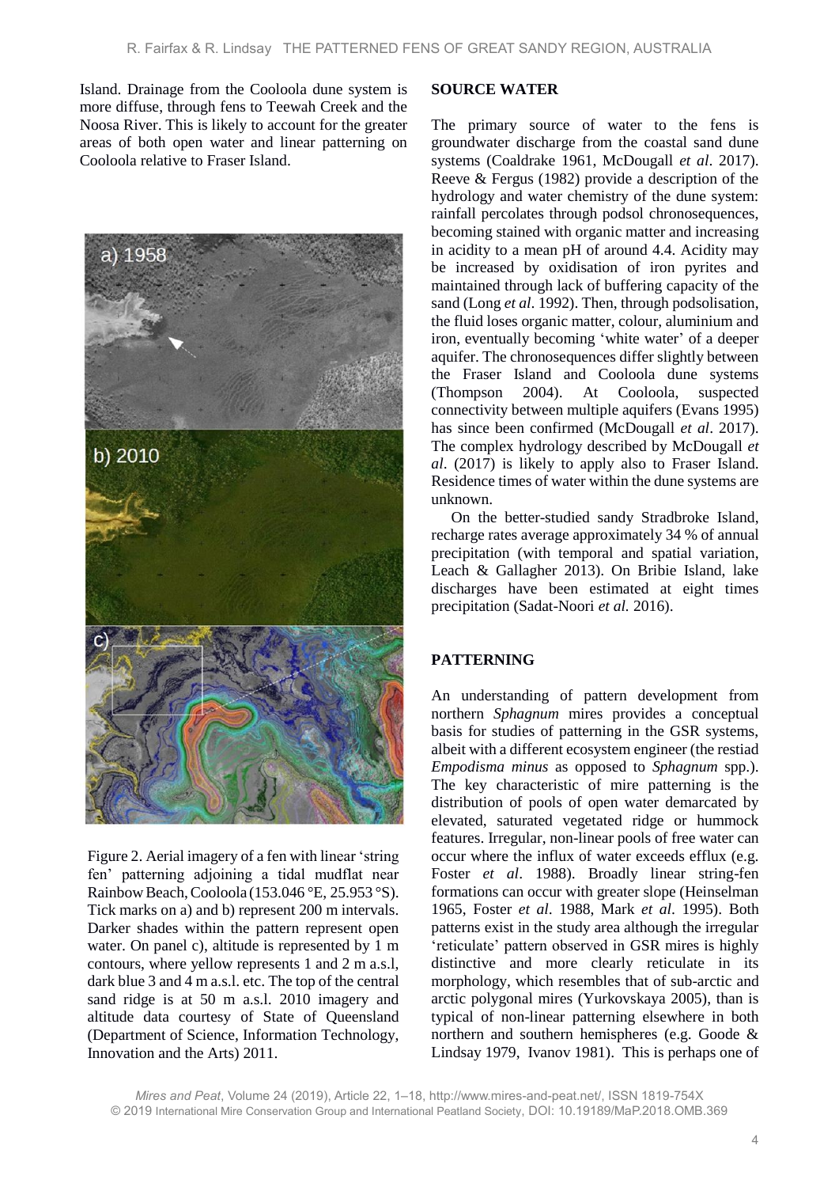Island. Drainage from the Cooloola dune system is more diffuse, through fens to Teewah Creek and the Noosa River. This is likely to account for the greater areas of both open water and linear patterning on Cooloola relative to Fraser Island.

Figure 2. Aerial imagery of a fen with linear 'string fen' patterning adjoining a tidal mudflat near Rainbow Beach, Cooloola (153.046 °E, 25.953 °S). Tick marks on a) and b) represent 200 m intervals. Darker shades within the pattern represent open water. On panel c), altitude is represented by 1 m contours, where yellow represents 1 and 2 m a.s.l, dark blue 3 and 4 m a.s.l. etc. The top of the central sand ridge is at 50 m a.s.l. 2010 imagery and altitude data courtesy of State of Queensland (Department of Science, Information Technology, Innovation and the Arts) 2011.

## SOURCE WATER

The primary source of water to the fens is groundwater discharge from the coastal sand dune systems (Coaldrake 1961, McDougall *et al*. 2017). Reeve & Fergus (1982) provide a description of the hydrology and water chemistry of the dune system: rainfall percolates through podsol chronosequences, becoming stained with organic matter and increasing in acidity to a mean pH of around 4.4. Acidity may be increased by oxidisation of iron pyrites and maintained through lack of buffering capacity of the sand (Long *et al*. 1992). Then, through podsolisation, the fluid loses organic matter, colour, aluminium and iron, eventually becoming 'white water' of a deeper aquifer. The chronosequences differ slightly between the Fraser Island and Cooloola dune systems (Thompson 2004). At Cooloola, suspected connectivity between multiple aquifers (Evans 1995) has since been confirmed (McDougall *et al*. 2017). The complex hydrology described by McDougall *et al*. (2017) is likely to apply also to Fraser Island. Residence times of water within the dune systems are unknown.

On the better-studied sandy Stradbroke Island, recharge rates average approximately 34 % of annual precipitation (with temporal and spatial variation, Leach & Gallagher 2013). On Bribie Island, lake discharges have been estimated at eight times precipitation (Sadat-Noori *et al.* 2016).

## PATTERNING

An understanding of pattern development from northern *Sphagnum* mires provides a conceptual basis for studies of patterning in the GSR systems, albeit with a different ecosystem engineer (the restiad *Empodisma minus* as opposed to *Sphagnum* spp.). The key characteristic of mire patterning is the distribution of pools of open water demarcated by elevated, saturated vegetated ridge or hummock features. Irregular, non-linear pools of free water can occur where the influx of water exceeds efflux (e.g. Foster *et al*. 1988). Broadly linear string-fen formations can occur with greater slope (Heinselman 1965, Foster *et al*. 1988, Mark *et al*. 1995). Both patterns exist in the study area although the irregular 'reticulate' pattern observed in GSR mires is highly distinctive and more clearly reticulate in its morphology, which resembles that of sub-arctic and arctic polygonal mires (Yurkovskaya 2005), than is typical of non-linear patterning elsewhere in both northern and southern hemispheres (e.g. Goode & Lindsay 1979, Ivanov 1981). This is perhaps one of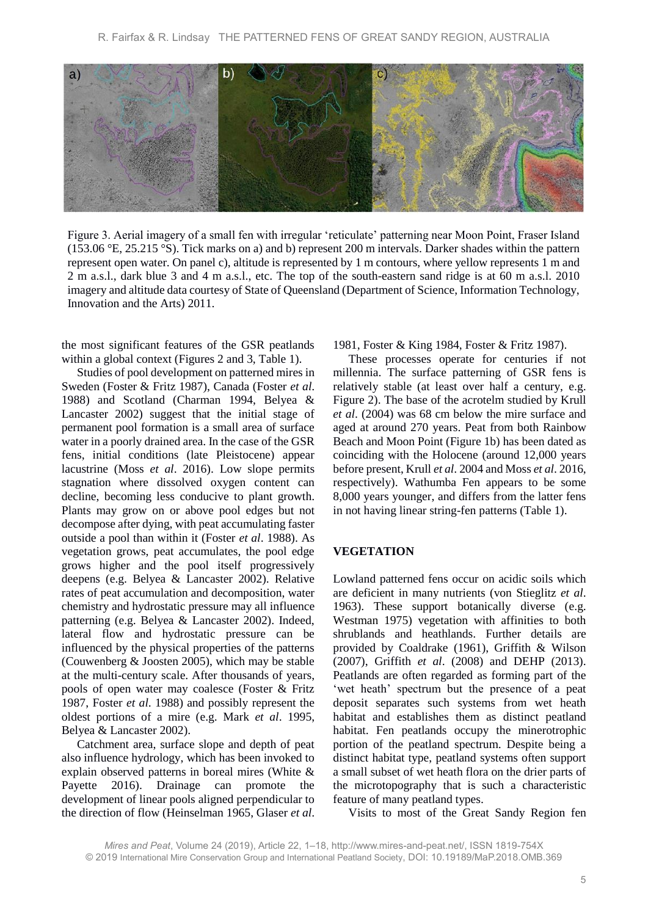Figure 3. Aerial imagery of a small fen with irregular 'reticulate' patterning near Moon Point, Fraser Island (153.06 °E, 25.215 °S). Tick marks on a) and b) represent 200 m intervals. Darker shades within the pattern represent open water. On panel c), altitude is represented by 1 m contours, where yellow represents 1 m and 2 m a.s.l., dark blue 3 and 4 m a.s.l., etc. The top of the south-eastern sand ridge is at 60 m a.s.l. 2010 imagery and altitude data courtesy of State of Queensland (Department of Science, Information Technology, Innovation and the Arts) 2011.

the most significant features of the GSR peatlands within a global context (Figures 2 and 3, Table 1).

Studies of pool development on patterned mires in Sweden (Foster & Fritz 1987), Canada (Foster *et al*. 1988) and Scotland (Charman 1994, Belyea & Lancaster 2002) suggest that the initial stage of permanent pool formation is a small area of surface water in a poorly drained area. In the case of the GSR fens, initial conditions (late Pleistocene) appear lacustrine (Moss *et al*. 2016). Low slope permits stagnation where dissolved oxygen content can decline, becoming less conducive to plant growth. Plants may grow on or above pool edges but not decompose after dying, with peat accumulating faster outside a pool than within it (Foster *et al*. 1988). As vegetation grows, peat accumulates, the pool edge grows higher and the pool itself progressively deepens (e.g. Belyea & Lancaster 2002). Relative rates of peat accumulation and decomposition, water chemistry and hydrostatic pressure may all influence patterning (e.g. Belyea & Lancaster 2002). Indeed, lateral flow and hydrostatic pressure can be influenced by the physical properties of the patterns (Couwenberg & Joosten 2005), which may be stable at the multi-century scale. After thousands of years, pools of open water may coalesce (Foster & Fritz 1987, Foster *et al*. 1988) and possibly represent the oldest portions of a mire (e.g. Mark *et al*. 1995, Belyea & Lancaster 2002).

Catchment area, surface slope and depth of peat also influence hydrology, which has been invoked to explain observed patterns in boreal mires (White & Payette 2016). Drainage can promote the development of linear pools aligned perpendicular to the direction of flow (Heinselman 1965, Glaser *et al*. 1981, Foster & King 1984, Foster & Fritz 1987).

These processes operate for centuries if not millennia. The surface patterning of GSR fens is relatively stable (at least over half a century, e.g. Figure 2). The base of the acrotelm studied by Krull *et al*. (2004) was 68 cm below the mire surface and aged at around 270 years. Peat from both Rainbow Beach and Moon Point (Figure 1b) has been dated as coinciding with the Holocene (around 12,000 years before present, Krull *et al*. 2004 and Moss *et al*. 2016, respectively). Wathumba Fen appears to be some 8,000 years younger, and differs from the latter fens in not having linear string-fen patterns (Table 1).

## VEGETATION

Lowland patterned fens occur on acidic soils which are deficient in many nutrients (von Stieglitz *et al*. 1963). These support botanically diverse (e.g. Westman 1975) vegetation with affinities to both shrublands and heathlands. Further details are provided by Coaldrake (1961), Griffith & Wilson (2007), Griffith *et al*. (2008) and DEHP (2013). Peatlands are often regarded as forming part of the 'wet heath' spectrum but the presence of a peat deposit separates such systems from wet heath habitat and establishes them as distinct peatland habitat. Fen peatlands occupy the minerotrophic portion of the peatland spectrum. Despite being a distinct habitat type, peatland systems often support a small subset of wet heath flora on the drier parts of the microtopography that is such a characteristic feature of many peatland types.

Visits to most of the Great Sandy Region fen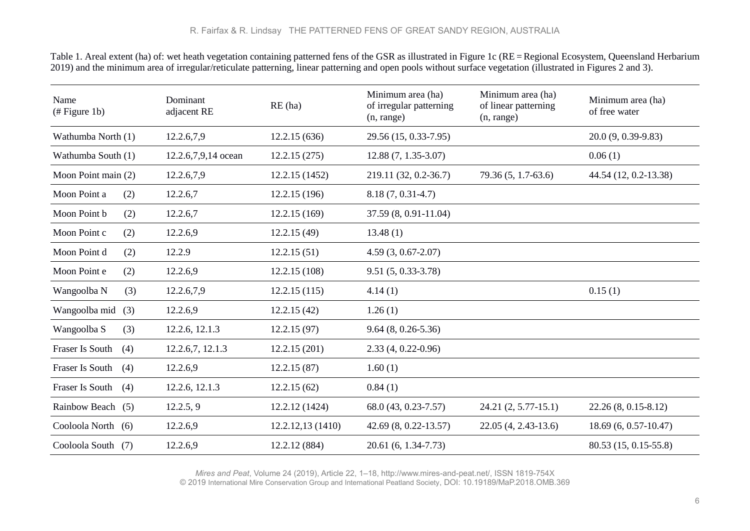Table 1. Areal extent (ha) of: wet heath vegetation containing patterned fens of the GSR as illustrated in Figure 1c (RE = Regional Ecosystem, Queensland Herbarium 2019) and the minimum area of irregular/reticulate patterning, linear patterning and open pools without surface vegetation (illustrated in Figures 2 and 3).

| Name (# Figure 1b) | Dominant adjacent RE | RE (ha) | Minimum area (ha) of irregular patterning (n, range) | Minimum area (ha) of linear patterning (n, range) | Minimum area (ha) of free water |
|---|---|---|---|---|---|
| Wathumba North (1) | 12.2.6,7,9 | 12.2.15 (636) | 29.56 (15, 0.33-7.95) | | 20.0 (9, 0.39-9.83) |
| Wathumba South (1) | 12.2.6,7,9,14 ocean | 12.2.15 (275) | 12.88 (7, 1.35-3.07) | | 0.06 (1) |
| Moon Point main (2) | 12.2.6,7,9 | 12.2.15 (1452) | 219.11 (32, 0.2-36.7) | 79.36 (5, 1.7-63.6) | 44.54 (12, 0.2-13.38) |
| Moon Point a (2) | 12.2.6,7 | 12.2.15 (196) | 8.18 (7, 0.31-4.7) | | |
| Moon Point b (2) | 12.2.6,7 | 12.2.15 (169) | 37.59 (8, 0.91-11.04) | | |
| Moon Point c (2) | 12.2.6,9 | 12.2.15 (49) | 13.48 (1) | | |
| Moon Point d (2) | 12.2.9 | 12.2.15 (51) | 4.59 (3, 0.67-2.07) | | |
| Moon Point e (2) | 12.2.6,9 | 12.2.15 (108) | 9.51 (5, 0.33-3.78) | | |
| Wangoolba N (3) | 12.2.6,7,9 | 12.2.15 (115) | 4.14 (1) | | 0.15 (1) |
| Wangoolba mid (3) | 12.2.6,9 | 12.2.15 (42) | 1.26 (1) | | |
| Wangoolba S (3) | 12.2.6, 12.1.3 | 12.2.15 (97) | 9.64 (8, 0.26-5.36) | | |
| Fraser Is South (4) | 12.2.6,7, 12.1.3 | 12.2.15 (201) | 2.33 (4, 0.22-0.96) | | |
| Fraser Is South (4) | 12.2.6,9 | 12.2.15 (87) | 1.60 (1) | | |
| Fraser Is South (4) | 12.2.6, 12.1.3 | 12.2.15 (62) | 0.84 (1) | | |
| Rainbow Beach (5) | 12.2.5, 9 | 12.2.12 (1424) | 68.0 (43, 0.23-7.57) | 24.21 (2, 5.77-15.1) | 22.26 (8, 0.15-8.12) |
| Cooloola North (6) | 12.2.6,9 | 12.2.12,13 (1410) | 42.69 (8, 0.22-13.57) | 22.05 (4, 2.43-13.6) | 18.69 (6, 0.57-10.47) |
| Cooloola South (7) | 12.2.6,9 | 12.2.12 (884) | 20.61 (6, 1.34-7.73) | | 80.53 (15, 0.15-55.8) |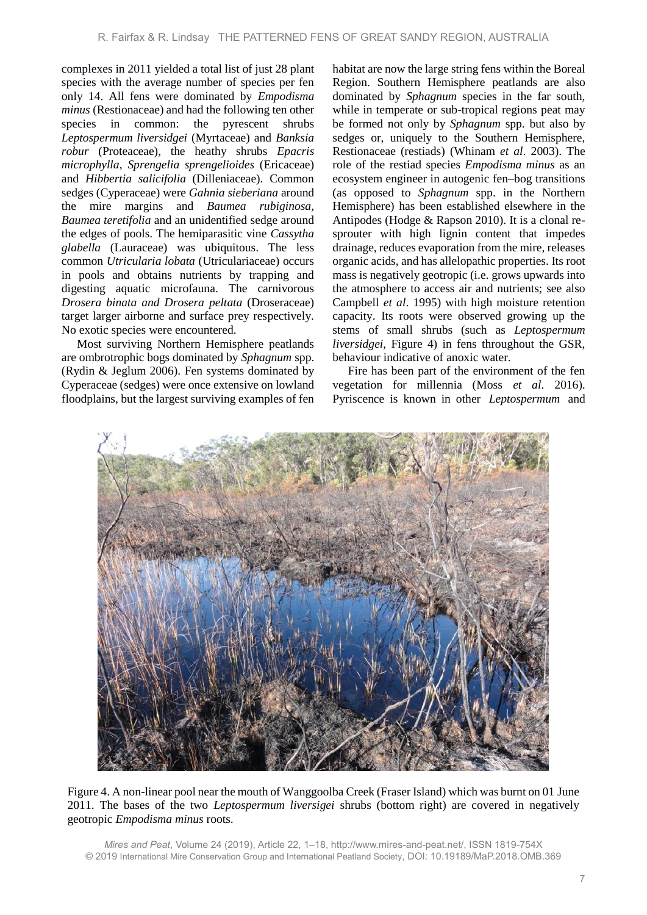complexes in 2011 yielded a total list of just 28 plant species with the average number of species per fen only 14. All fens were dominated by *Empodisma minus* (Restionaceae) and had the following ten other species in common: the pyrescent shrubs *Leptospermum liversidgei* (Myrtaceae) and *Banksia robur* (Proteaceae), the heathy shrubs *Epacris microphylla*, *Sprengelia sprengelioides* (Ericaceae) and *Hibbertia salicifolia* (Dilleniaceae). Common sedges (Cyperaceae) were *Gahnia sieberiana* around the mire margins and *Baumea rubiginosa, Baumea teretifolia* and an unidentified sedge around the edges of pools. The hemiparasitic vine *Cassytha glabella* (Lauraceae) was ubiquitous. The less common *Utricularia lobata* (Utriculariaceae) occurs in pools and obtains nutrients by trapping and digesting aquatic microfauna. The carnivorous *Drosera binata and Drosera peltata* (Droseraceae) target larger airborne and surface prey respectively. No exotic species were encountered.

Most surviving Northern Hemisphere peatlands are ombrotrophic bogs dominated by *Sphagnum* spp. (Rydin & Jeglum 2006). Fen systems dominated by Cyperaceae (sedges) were once extensive on lowland floodplains, but the largest surviving examples of fen habitat are now the large string fens within the Boreal Region. Southern Hemisphere peatlands are also dominated by *Sphagnum* species in the far south, while in temperate or sub-tropical regions peat may be formed not only by *Sphagnum* spp. but also by sedges or, uniquely to the Southern Hemisphere, Restionaceae (restiads) (Whinam *et al*. 2003). The role of the restiad species *Empodisma minus* as an ecosystem engineer in autogenic fen–bog transitions (as opposed to *Sphagnum* spp. in the Northern Hemisphere) has been established elsewhere in the Antipodes (Hodge & Rapson 2010). It is a clonal re-sprouter with high lignin content that impedes drainage, reduces evaporation from the mire, releases organic acids, and has allelopathic properties. Its root mass is negatively geotropic (i.e. grows upwards into the atmosphere to access air and nutrients; see also Campbell *et al*. 1995) with high moisture retention capacity. Its roots were observed growing up the stems of small shrubs (such as *Leptospermum liversidgei*, Figure 4) in fens throughout the GSR, behaviour indicative of anoxic water.

Fire has been part of the environment of the fen vegetation for millennia (Moss *et al*. 2016). Pyriscence is known in other *Leptospermum* and

Figure 4. A non-linear pool near the mouth of Wanggoolba Creek (Fraser Island) which was burnt on 01 June 2011. The bases of the two *Leptospermum liversigei* shrubs (bottom right) are covered in negatively geotropic *Empodisma minus* roots.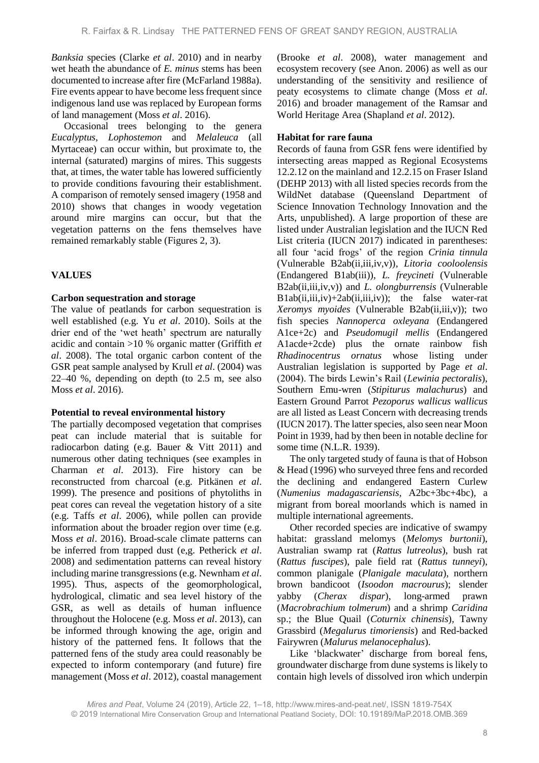*Banksia* species (Clarke *et al*. 2010) and in nearby wet heath the abundance of *E. minus* stems has been documented to increase after fire (McFarland 1988a). Fire events appear to have become less frequent since indigenous land use was replaced by European forms of land management (Moss *et al*. 2016).

Occasional trees belonging to the genera *Eucalyptus*, *Lophostemon* and *Melaleuca* (all Myrtaceae) can occur within, but proximate to, the internal (saturated) margins of mires. This suggests that, at times, the water table has lowered sufficiently to provide conditions favouring their establishment. A comparison of remotely sensed imagery (1958 and 2010) shows that changes in woody vegetation around mire margins can occur, but that the vegetation patterns on the fens themselves have remained remarkably stable (Figures 2, 3).

## VALUES

### Carbon sequestration and storage

The value of peatlands for carbon sequestration is well established (e.g. Yu *et al*. 2010). Soils at the drier end of the 'wet heath' spectrum are naturally acidic and contain >10 % organic matter (Griffith *et al*. 2008). The total organic carbon content of the GSR peat sample analysed by Krull *et al*. (2004) was 22–40 %, depending on depth (to 2.5 m, see also Moss *et al*. 2016).

### Potential to reveal environmental history

The partially decomposed vegetation that comprises peat can include material that is suitable for radiocarbon dating (e.g. Bauer & Vitt 2011) and numerous other dating techniques (see examples in Charman *et al*. 2013). Fire history can be reconstructed from charcoal (e.g. Pitkänen *et al*. 1999). The presence and positions of phytoliths in peat cores can reveal the vegetation history of a site (e.g. Taffs *et al*. 2006), while pollen can provide information about the broader region over time (e.g. Moss *et al*. 2016). Broad-scale climate patterns can be inferred from trapped dust (e,g. Petherick *et al*. 2008) and sedimentation patterns can reveal history including marine transgressions (e.g. Newnham *et al*. 1995). Thus, aspects of the geomorphological, hydrological, climatic and sea level history of the GSR, as well as details of human influence throughout the Holocene (e.g. Moss *et al*. 2013), can be informed through knowing the age, origin and history of the patterned fens. It follows that the patterned fens of the study area could reasonably be expected to inform contemporary (and future) fire management (Moss *et al*. 2012), coastal management (Brooke *et al*. 2008), water management and ecosystem recovery (see Anon. 2006) as well as our understanding of the sensitivity and resilience of peaty ecosystems to climate change (Moss *et al*. 2016) and broader management of the Ramsar and World Heritage Area (Shapland *et al*. 2012).

### Habitat for rare fauna

Records of fauna from GSR fens were identified by intersecting areas mapped as Regional Ecosystems 12.2.12 on the mainland and 12.2.15 on Fraser Island (DEHP 2013) with all listed species records from the WildNet database (Queensland Department of Science Innovation Technology Innovation and the Arts, unpublished). A large proportion of these are listed under Australian legislation and the IUCN Red List criteria (IUCN 2017) indicated in parentheses: all four 'acid frogs' of the region *Crinia tinnula* (Vulnerable B2ab(ii,iii,iv,v)), *Litoria cooloolensis* (Endangered B1ab(iii)), *L. freycineti* (Vulnerable B2ab(ii,iii,iv,v)) and *L. olongburrensis* (Vulnerable B1ab(ii,iii,iv)+2ab(ii,iii,iv)); the false water-rat *Xeromys myoides* (Vulnerable B2ab(ii,iii,v)); two fish species *Nannoperca oxleyana* (Endangered A1ce+2c) and *Pseudomugil mellis* (Endangered A1acde+2cde) plus the ornate rainbow fish *Rhadinocentrus ornatus* whose listing under Australian legislation is supported by Page *et al*. (2004). The birds Lewin's Rail (*Lewinia pectoralis*), Southern Emu-wren (*Stipiturus malachurus*) and Eastern Ground Parrot *Pezoporus wallicus wallicus* are all listed as Least Concern with decreasing trends (IUCN 2017). The latter species, also seen near Moon Point in 1939, had by then been in notable decline for some time (N.L.R. 1939).

The only targeted study of fauna is that of Hobson & Head (1996) who surveyed three fens and recorded the declining and endangered Eastern Curlew (*Numenius madagascariensis*, A2bc+3bc+4bc), a migrant from boreal moorlands which is named in multiple international agreements.

Other recorded species are indicative of swampy habitat: grassland melomys (*Melomys burtonii*), Australian swamp rat (*Rattus lutreolus*), bush rat (*Rattus fuscipes*), pale field rat (*Rattus tunneyi*), common planigale (*Planigale maculata*), northern brown bandicoot (*Isoodon macrourus*); slender yabby (*Cherax dispar*), long-armed prawn (*Macrobrachium tolmerum*) and a shrimp *Caridina* sp.; the Blue Quail (*Coturnix chinensis*), Tawny Grassbird (*Megalurus timoriensis*) and Red-backed Fairywren (*Malurus melanocephalus*).

Like 'blackwater' discharge from boreal fens, groundwater discharge from dune systems is likely to contain high levels of dissolved iron which underpin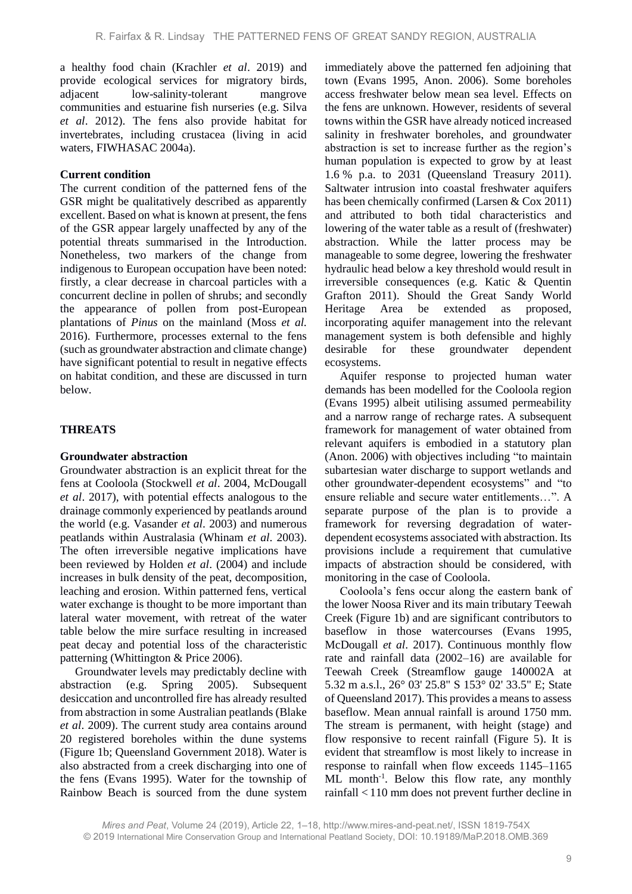a healthy food chain (Krachler *et al*. 2019) and provide ecological services for migratory birds, adjacent low-salinity-tolerant mangrove communities and estuarine fish nurseries (e.g. Silva *et al*. 2012). The fens also provide habitat for invertebrates, including crustacea (living in acid waters, FIWHASAC 2004a).

**Current condition**

The current condition of the patterned fens of the GSR might be qualitatively described as apparently excellent. Based on what is known at present, the fens of the GSR appear largely unaffected by any of the potential threats summarised in the Introduction. Nonetheless, two markers of the change from indigenous to European occupation have been noted: firstly, a clear decrease in charcoal particles with a concurrent decline in pollen of shrubs; and secondly the appearance of pollen from post-European plantations of *Pinus* on the mainland (Moss *et al.* 2016). Furthermore, processes external to the fens (such as groundwater abstraction and climate change) have significant potential to result in negative effects on habitat condition, and these are discussed in turn below.

## THREATS

**Groundwater abstraction**

Groundwater abstraction is an explicit threat for the fens at Cooloola (Stockwell *et al*. 2004, McDougall *et al*. 2017), with potential effects analogous to the drainage commonly experienced by peatlands around the world (e.g. Vasander *et al*. 2003) and numerous peatlands within Australasia (Whinam *et al*. 2003). The often irreversible negative implications have been reviewed by Holden *et al*. (2004) and include increases in bulk density of the peat, decomposition, leaching and erosion. Within patterned fens, vertical water exchange is thought to be more important than lateral water movement, with retreat of the water table below the mire surface resulting in increased peat decay and potential loss of the characteristic patterning (Whittington & Price 2006).

Groundwater levels may predictably decline with abstraction (e.g. Spring 2005). Subsequent desiccation and uncontrolled fire has already resulted from abstraction in some Australian peatlands (Blake *et al*. 2009). The current study area contains around 20 registered boreholes within the dune systems (Figure 1b; Queensland Government 2018). Water is also abstracted from a creek discharging into one of the fens (Evans 1995). Water for the township of Rainbow Beach is sourced from the dune system immediately above the patterned fen adjoining that town (Evans 1995, Anon. 2006). Some boreholes access freshwater below mean sea level. Effects on the fens are unknown. However, residents of several towns within the GSR have already noticed increased salinity in freshwater boreholes, and groundwater abstraction is set to increase further as the region's human population is expected to grow by at least 1.6 % p.a. to 2031 (Queensland Treasury 2011). Saltwater intrusion into coastal freshwater aquifers has been chemically confirmed (Larsen & Cox 2011) and attributed to both tidal characteristics and lowering of the water table as a result of (freshwater) abstraction. While the latter process may be manageable to some degree, lowering the freshwater hydraulic head below a key threshold would result in irreversible consequences (e.g. Katic & Quentin Grafton 2011). Should the Great Sandy World Heritage Area be extended as proposed, incorporating aquifer management into the relevant management system is both defensible and highly desirable for these groundwater dependent ecosystems.

Aquifer response to projected human water demands has been modelled for the Cooloola region (Evans 1995) albeit utilising assumed permeability and a narrow range of recharge rates. A subsequent framework for management of water obtained from relevant aquifers is embodied in a statutory plan (Anon. 2006) with objectives including "to maintain subartesian water discharge to support wetlands and other groundwater-dependent ecosystems" and "to ensure reliable and secure water entitlements…". A separate purpose of the plan is to provide a framework for reversing degradation of water-dependent ecosystems associated with abstraction. Its provisions include a requirement that cumulative impacts of abstraction should be considered, with monitoring in the case of Cooloola.

Cooloola's fens occur along the eastern bank of the lower Noosa River and its main tributary Teewah Creek (Figure 1b) and are significant contributors to baseflow in those watercourses (Evans 1995, McDougall *et al*. 2017). Continuous monthly flow rate and rainfall data (2002–16) are available for Teewah Creek (Streamflow gauge 140002A at 5.32 m a.s.l., 26° 03' 25.8" S 153° 02' 33.5" E; State of Queensland 2017). This provides a means to assess baseflow. Mean annual rainfall is around 1750 mm. The stream is permanent, with height (stage) and flow responsive to recent rainfall (Figure 5). It is evident that streamflow is most likely to increase in response to rainfall when flow exceeds 1145–1165 ML month$^{-1}$. Below this flow rate, any monthly rainfall < 110 mm does not prevent further decline in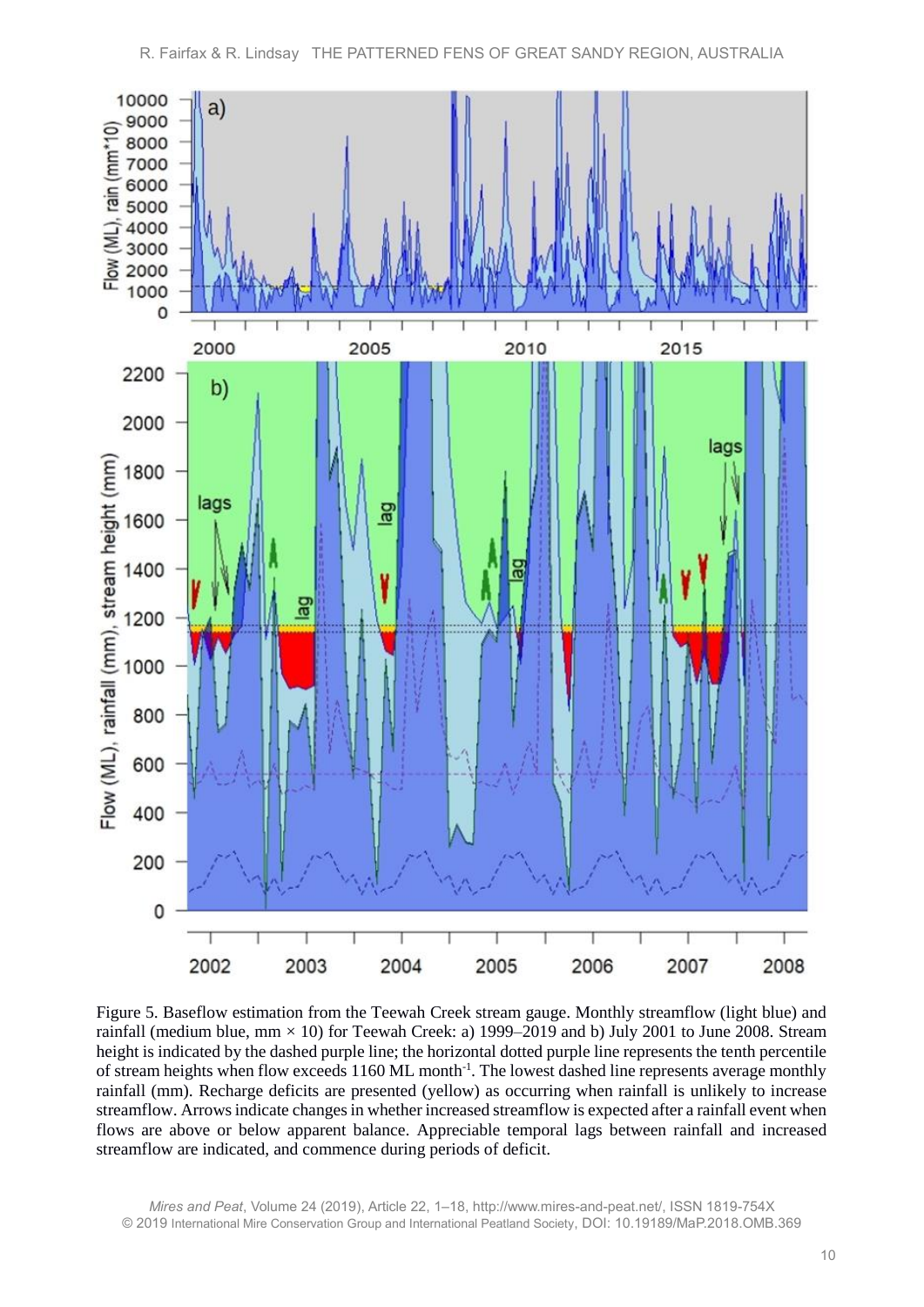Figure 5. Baseflow estimation from the Teewah Creek stream gauge. Monthly streamflow (light blue) and rainfall (medium blue, mm × 10) for Teewah Creek: a) 1999–2019 and b) July 2001 to June 2008. Stream height is indicated by the dashed purple line; the horizontal dotted purple line represents the tenth percentile of stream heights when flow exceeds 1160 ML month$^{-1}$. The lowest dashed line represents average monthly rainfall (mm). Recharge deficits are presented (yellow) as occurring when rainfall is unlikely to increase streamflow. Arrows indicate changes in whether increased streamflow is expected after a rainfall event when flows are above or below apparent balance. Appreciable temporal lags between rainfall and increased streamflow are indicated, and commence during periods of deficit.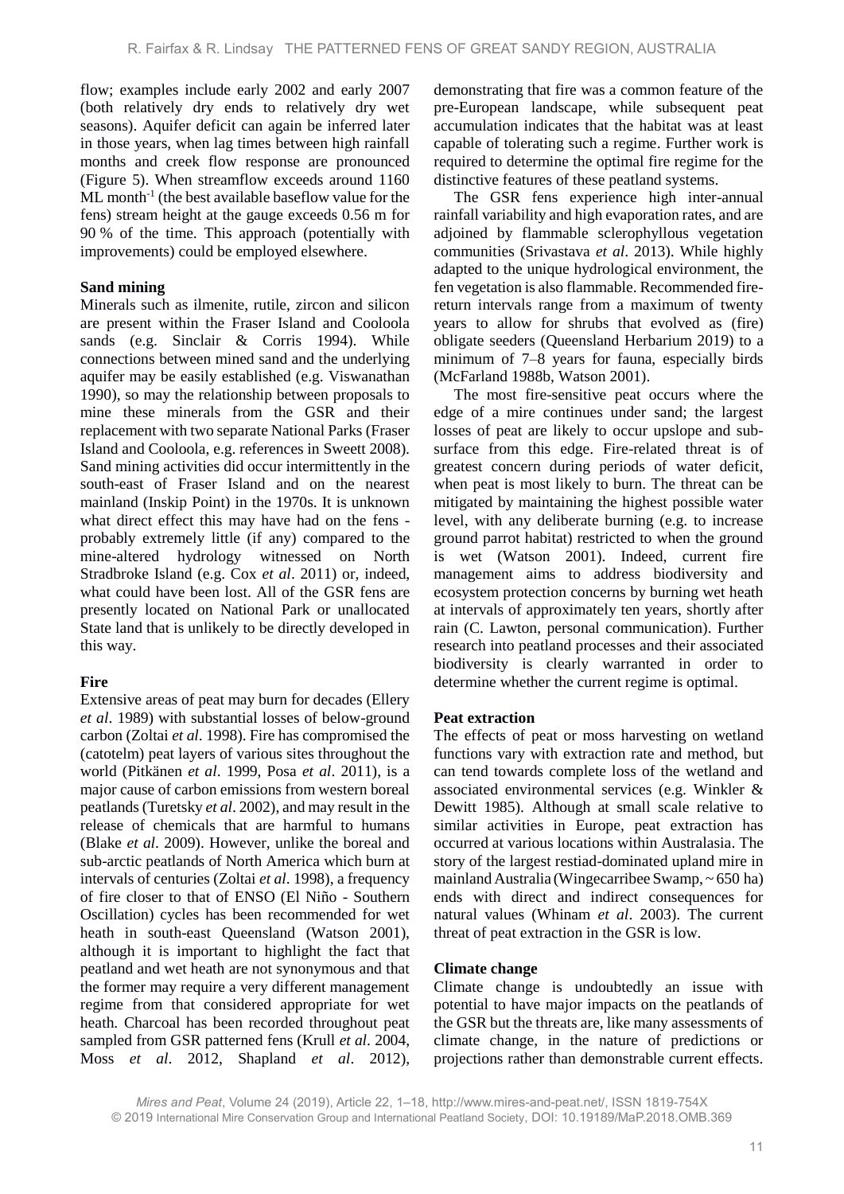flow; examples include early 2002 and early 2007 (both relatively dry ends to relatively dry wet seasons). Aquifer deficit can again be inferred later in those years, when lag times between high rainfall months and creek flow response are pronounced (Figure 5). When streamflow exceeds around 1160 ML month$^{-1}$ (the best available baseflow value for the fens) stream height at the gauge exceeds 0.56 m for 90 % of the time. This approach (potentially with improvements) could be employed elsewhere.

**Sand mining**

Minerals such as ilmenite, rutile, zircon and silicon are present within the Fraser Island and Cooloola sands (e.g. Sinclair & Corris 1994). While connections between mined sand and the underlying aquifer may be easily established (e.g. Viswanathan 1990), so may the relationship between proposals to mine these minerals from the GSR and their replacement with two separate National Parks (Fraser Island and Cooloola, e.g. references in Sweett 2008). Sand mining activities did occur intermittently in the south-east of Fraser Island and on the nearest mainland (Inskip Point) in the 1970s. It is unknown what direct effect this may have had on the fens - probably extremely little (if any) compared to the mine-altered hydrology witnessed on North Stradbroke Island (e.g. Cox *et al*. 2011) or, indeed, what could have been lost. All of the GSR fens are presently located on National Park or unallocated State land that is unlikely to be directly developed in this way.

**Fire**

Extensive areas of peat may burn for decades (Ellery *et al*. 1989) with substantial losses of below-ground carbon (Zoltai *et al*. 1998). Fire has compromised the (catotelm) peat layers of various sites throughout the world (Pitkänen *et al*. 1999, Posa *et al*. 2011), is a major cause of carbon emissions from western boreal peatlands (Turetsky *et al*. 2002), and may result in the release of chemicals that are harmful to humans (Blake *et al*. 2009). However, unlike the boreal and sub-arctic peatlands of North America which burn at intervals of centuries (Zoltai *et al*. 1998), a frequency of fire closer to that of ENSO (El Niño - Southern Oscillation) cycles has been recommended for wet heath in south-east Queensland (Watson 2001), although it is important to highlight the fact that peatland and wet heath are not synonymous and that the former may require a very different management regime from that considered appropriate for wet heath. Charcoal has been recorded throughout peat sampled from GSR patterned fens (Krull *et al*. 2004, Moss *et al*. 2012, Shapland *et al*. 2012), demonstrating that fire was a common feature of the pre-European landscape, while subsequent peat accumulation indicates that the habitat was at least capable of tolerating such a regime. Further work is required to determine the optimal fire regime for the distinctive features of these peatland systems.

The GSR fens experience high inter-annual rainfall variability and high evaporation rates, and are adjoined by flammable sclerophyllous vegetation communities (Srivastava *et al*. 2013). While highly adapted to the unique hydrological environment, the fen vegetation is also flammable. Recommended fire-return intervals range from a maximum of twenty years to allow for shrubs that evolved as (fire) obligate seeders (Queensland Herbarium 2019) to a minimum of 7–8 years for fauna, especially birds (McFarland 1988b, Watson 2001).

The most fire-sensitive peat occurs where the edge of a mire continues under sand; the largest losses of peat are likely to occur upslope and sub-surface from this edge. Fire-related threat is of greatest concern during periods of water deficit, when peat is most likely to burn. The threat can be mitigated by maintaining the highest possible water level, with any deliberate burning (e.g. to increase ground parrot habitat) restricted to when the ground is wet (Watson 2001). Indeed, current fire management aims to address biodiversity and ecosystem protection concerns by burning wet heath at intervals of approximately ten years, shortly after rain (C. Lawton, personal communication). Further research into peatland processes and their associated biodiversity is clearly warranted in order to determine whether the current regime is optimal.

**Peat extraction**

The effects of peat or moss harvesting on wetland functions vary with extraction rate and method, but can tend towards complete loss of the wetland and associated environmental services (e.g. Winkler & Dewitt 1985). Although at small scale relative to similar activities in Europe, peat extraction has occurred at various locations within Australasia. The story of the largest restiad-dominated upland mire in mainland Australia (Wingecarribee Swamp, ~ 650 ha) ends with direct and indirect consequences for natural values (Whinam *et al*. 2003). The current threat of peat extraction in the GSR is low.

**Climate change**

Climate change is undoubtedly an issue with potential to have major impacts on the peatlands of the GSR but the threats are, like many assessments of climate change, in the nature of predictions or projections rather than demonstrable current effects.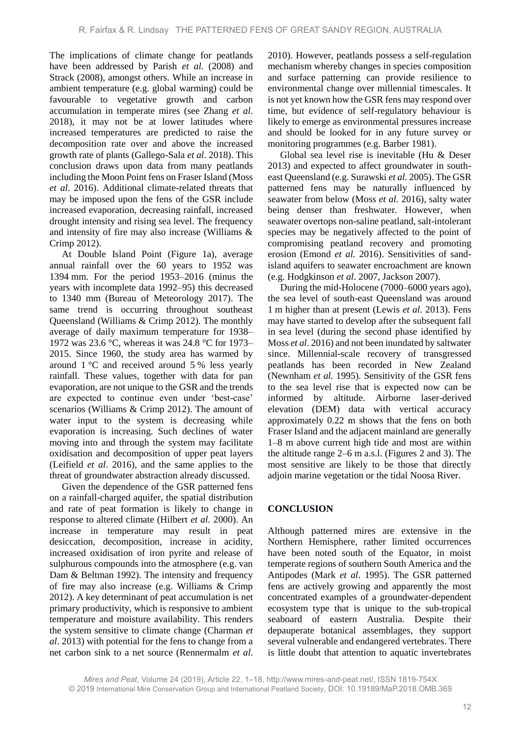The implications of climate change for peatlands have been addressed by Parish *et al.* (2008) and Strack (2008), amongst others. While an increase in ambient temperature (e.g. global warming) could be favourable to vegetative growth and carbon accumulation in temperate mires (see Zhang *et al*. 2018), it may not be at lower latitudes where increased temperatures are predicted to raise the decomposition rate over and above the increased growth rate of plants (Gallego-Sala *et al*. 2018). This conclusion draws upon data from many peatlands including the Moon Point fens on Fraser Island (Moss *et al*. 2016). Additional climate-related threats that may be imposed upon the fens of the GSR include increased evaporation, decreasing rainfall, increased drought intensity and rising sea level. The frequency and intensity of fire may also increase (Williams & Crimp 2012).

At Double Island Point (Figure 1a), average annual rainfall over the 60 years to 1952 was 1394 mm. For the period 1953–2016 (minus the years with incomplete data 1992–95) this decreased to 1340 mm (Bureau of Meteorology 2017). The same trend is occurring throughout southeast Queensland (Williams & Crimp 2012). The monthly average of daily maximum temperature for 1938–1972 was 23.6 °C, whereas it was 24.8 °C for 1973–2015. Since 1960, the study area has warmed by around 1 °C and received around 5 % less yearly rainfall. These values, together with data for pan evaporation, are not unique to the GSR and the trends are expected to continue even under 'best-case' scenarios (Williams & Crimp 2012). The amount of water input to the system is decreasing while evaporation is increasing. Such declines of water moving into and through the system may facilitate oxidisation and decomposition of upper peat layers (Leifield *et al*. 2016), and the same applies to the threat of groundwater abstraction already discussed.

Given the dependence of the GSR patterned fens on a rainfall-charged aquifer, the spatial distribution and rate of peat formation is likely to change in response to altered climate (Hilbert *et al.* 2000). An increase in temperature may result in peat desiccation, decomposition, increase in acidity, increased oxidisation of iron pyrite and release of sulphurous compounds into the atmosphere (e.g. van Dam & Beltman 1992). The intensity and frequency of fire may also increase (e.g. Williams & Crimp 2012). A key determinant of peat accumulation is net primary productivity, which is responsive to ambient temperature and moisture availability. This renders the system sensitive to climate change (Charman *et al*. 2013) with potential for the fens to change from a net carbon sink to a net source (Rennermalm *et al.* 2010). However, peatlands possess a self-regulation mechanism whereby changes in species composition and surface patterning can provide resilience to environmental change over millennial timescales. It is not yet known how the GSR fens may respond over time, but evidence of self-regulatory behaviour is likely to emerge as environmental pressures increase and should be looked for in any future survey or monitoring programmes (e.g. Barber 1981).

Global sea level rise is inevitable (Hu & Deser 2013) and expected to affect groundwater in south-east Queensland (e.g. Surawski *et al*. 2005). The GSR patterned fens may be naturally influenced by seawater from below (Moss *et al.* 2016), salty water being denser than freshwater. However, when seawater overtops non-saline peatland, salt-intolerant species may be negatively affected to the point of compromising peatland recovery and promoting erosion (Emond *et al.* 2016). Sensitivities of sand-island aquifers to seawater encroachment are known (e.g. Hodgkinson *et al*. 2007, Jackson 2007).

During the mid-Holocene (7000–6000 years ago), the sea level of south-east Queensland was around 1 m higher than at present (Lewis *et al*. 2013). Fens may have started to develop after the subsequent fall in sea level (during the second phase identified by Moss *et al*. 2016) and not been inundated by saltwater since. Millennial-scale recovery of transgressed peatlands has been recorded in New Zealand (Newnham *et al.* 1995). Sensitivity of the GSR fens to the sea level rise that is expected now can be informed by altitude. Airborne laser-derived elevation (DEM) data with vertical accuracy approximately 0.22 m shows that the fens on both Fraser Island and the adjacent mainland are generally 1–8 m above current high tide and most are within the altitude range 2–6 m a.s.l. (Figures 2 and 3). The most sensitive are likely to be those that directly adjoin marine vegetation or the tidal Noosa River.

## CONCLUSION

Although patterned mires are extensive in the Northern Hemisphere, rather limited occurrences have been noted south of the Equator, in moist temperate regions of southern South America and the Antipodes (Mark *et al*. 1995). The GSR patterned fens are actively growing and apparently the most concentrated examples of a groundwater-dependent ecosystem type that is unique to the sub-tropical seaboard of eastern Australia. Despite their depauperate botanical assemblages, they support several vulnerable and endangered vertebrates. There is little doubt that attention to aquatic invertebrates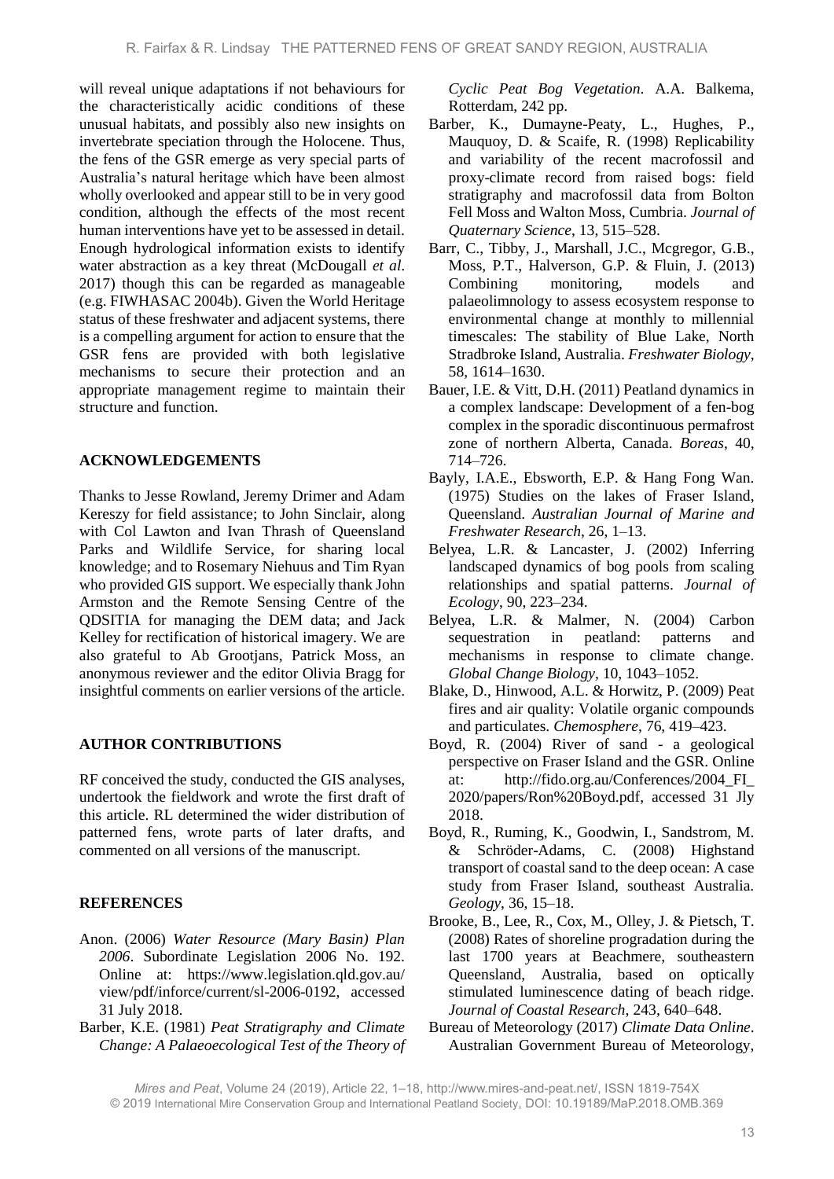will reveal unique adaptations if not behaviours for the characteristically acidic conditions of these unusual habitats, and possibly also new insights on invertebrate speciation through the Holocene. Thus, the fens of the GSR emerge as very special parts of Australia's natural heritage which have been almost wholly overlooked and appear still to be in very good condition, although the effects of the most recent human interventions have yet to be assessed in detail. Enough hydrological information exists to identify water abstraction as a key threat (McDougall *et al*. 2017) though this can be regarded as manageable (e.g. FIWHASAC 2004b). Given the World Heritage status of these freshwater and adjacent systems, there is a compelling argument for action to ensure that the GSR fens are provided with both legislative mechanisms to secure their protection and an appropriate management regime to maintain their structure and function.

## ACKNOWLEDGEMENTS

Thanks to Jesse Rowland, Jeremy Drimer and Adam Kereszy for field assistance; to John Sinclair, along with Col Lawton and Ivan Thrash of Queensland Parks and Wildlife Service, for sharing local knowledge; and to Rosemary Niehuus and Tim Ryan who provided GIS support. We especially thank John Armston and the Remote Sensing Centre of the QDSITIA for managing the DEM data; and Jack Kelley for rectification of historical imagery. We are also grateful to Ab Grootjans, Patrick Moss, an anonymous reviewer and the editor Olivia Bragg for insightful comments on earlier versions of the article.

## AUTHOR CONTRIBUTIONS

RF conceived the study, conducted the GIS analyses, undertook the fieldwork and wrote the first draft of this article. RL determined the wider distribution of patterned fens, wrote parts of later drafts, and commented on all versions of the manuscript.

## REFERENCES

Anon. (2006) *Water Resource (Mary Basin) Plan 2006*. Subordinate Legislation 2006 No. 192. Online at: https://www.legislation.qld.gov.au/view/pdf/inforce/current/sl-2006-0192, accessed 31 July 2018.

Barber, K.E. (1981) *Peat Stratigraphy and Climate Change: A Palaeoecological Test of the Theory of Cyclic Peat Bog Vegetation*. A.A. Balkema, Rotterdam, 242 pp.

Barber, K., Dumayne-Peaty, L., Hughes, P., Mauquoy, D. & Scaife, R. (1998) Replicability and variability of the recent macrofossil and proxy-climate record from raised bogs: field stratigraphy and macrofossil data from Bolton Fell Moss and Walton Moss, Cumbria. *Journal of Quaternary Science*, 13, 515–528.

Barr, C., Tibby, J., Marshall, J.C., Mcgregor, G.B., Moss, P.T., Halverson, G.P. & Fluin, J. (2013) Combining monitoring, models and palaeolimnology to assess ecosystem response to environmental change at monthly to millennial timescales: The stability of Blue Lake, North Stradbroke Island, Australia. *Freshwater Biology*, 58, 1614–1630.

Bauer, I.E. & Vitt, D.H. (2011) Peatland dynamics in a complex landscape: Development of a fen-bog complex in the sporadic discontinuous permafrost zone of northern Alberta, Canada. *Boreas*, 40, 714–726.

Bayly, I.A.E., Ebsworth, E.P. & Hang Fong Wan. (1975) Studies on the lakes of Fraser Island, Queensland. *Australian Journal of Marine and Freshwater Research*, 26, 1–13.

Belyea, L.R. & Lancaster, J. (2002) Inferring landscaped dynamics of bog pools from scaling relationships and spatial patterns. *Journal of Ecology*, 90, 223–234.

Belyea, L.R. & Malmer, N. (2004) Carbon sequestration in peatland: patterns and mechanisms in response to climate change. *Global Change Biology*, 10, 1043–1052.

Blake, D., Hinwood, A.L. & Horwitz, P. (2009) Peat fires and air quality: Volatile organic compounds and particulates. *Chemosphere*, 76, 419–423.

Boyd, R. (2004) River of sand - a geological perspective on Fraser Island and the GSR. Online at: http://fido.org.au/Conferences/2004_FI_2020/papers/Ron%20Boyd.pdf, accessed 31 Jly 2018.

Boyd, R., Ruming, K., Goodwin, I., Sandstrom, M. & Schröder-Adams, C. (2008) Highstand transport of coastal sand to the deep ocean: A case study from Fraser Island, southeast Australia. *Geology*, 36, 15–18.

Brooke, B., Lee, R., Cox, M., Olley, J. & Pietsch, T. (2008) Rates of shoreline progradation during the last 1700 years at Beachmere, southeastern Queensland, Australia, based on optically stimulated luminescence dating of beach ridge. *Journal of Coastal Research*, 243, 640–648.

Bureau of Meteorology (2017) *Climate Data Online*. Australian Government Bureau of Meteorology,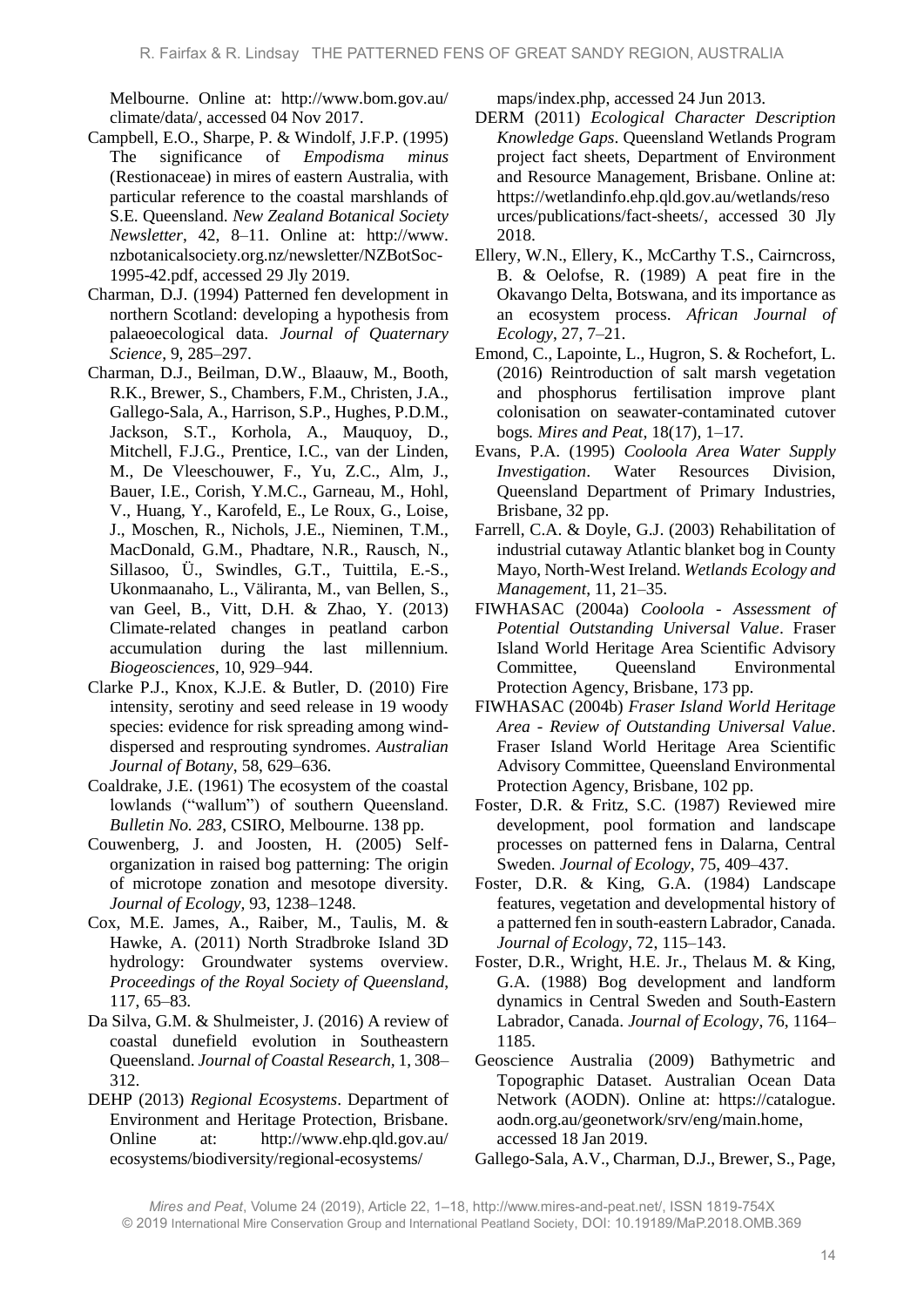Melbourne. Online at: http://www.bom.gov.au/climate/data/, accessed 04 Nov 2017.

Campbell, E.O., Sharpe, P. & Windolf, J.F.P. (1995) The significance of *Empodisma minus* (Restionaceae) in mires of eastern Australia, with particular reference to the coastal marshlands of S.E. Queensland. *New Zealand Botanical Society Newsletter*, 42, 8–11. Online at: http://www.nzbotanicalsociety.org.nz/newsletter/NZBotSoc-1995-42.pdf, accessed 29 Jly 2019.

Charman, D.J. (1994) Patterned fen development in northern Scotland: developing a hypothesis from palaeoecological data. *Journal of Quaternary Science*, 9, 285–297.

Charman, D.J., Beilman, D.W., Blaauw, M., Booth, R.K., Brewer, S., Chambers, F.M., Christen, J.A., Gallego-Sala, A., Harrison, S.P., Hughes, P.D.M., Jackson, S.T., Korhola, A., Mauquoy, D., Mitchell, F.J.G., Prentice, I.C., van der Linden, M., De Vleeschouwer, F., Yu, Z.C., Alm, J., Bauer, I.E., Corish, Y.M.C., Garneau, M., Hohl, V., Huang, Y., Karofeld, E., Le Roux, G., Loise, J., Moschen, R., Nichols, J.E., Nieminen, T.M., MacDonald, G.M., Phadtare, N.R., Rausch, N., Sillasoo, Ü., Swindles, G.T., Tuittila, E.-S., Ukonmaanaho, L., Väliranta, M., van Bellen, S., van Geel, B., Vitt, D.H. & Zhao, Y. (2013) Climate-related changes in peatland carbon accumulation during the last millennium. *Biogeosciences*, 10, 929–944.

Clarke P.J., Knox, K.J.E. & Butler, D. (2010) Fire intensity, serotiny and seed release in 19 woody species: evidence for risk spreading among wind-dispersed and resprouting syndromes. *Australian Journal of Botany*, 58, 629–636.

Coaldrake, J.E. (1961) The ecosystem of the coastal lowlands ("wallum") of southern Queensland. *Bulletin No. 283*, CSIRO, Melbourne. 138 pp.

Couwenberg, J. and Joosten, H. (2005) Self-organization in raised bog patterning: The origin of microtope zonation and mesotope diversity. *Journal of Ecology*, 93, 1238–1248.

Cox, M.E. James, A., Raiber, M., Taulis, M. & Hawke, A. (2011) North Stradbroke Island 3D hydrology: Groundwater systems overview. *Proceedings of the Royal Society of Queensland*, 117, 65–83.

Da Silva, G.M. & Shulmeister, J. (2016) A review of coastal dunefield evolution in Southeastern Queensland. *Journal of Coastal Research*, 1, 308–312.

DEHP (2013) *Regional Ecosystems*. Department of Environment and Heritage Protection, Brisbane. Online at: http://www.ehp.qld.gov.au/ecosystems/biodiversity/regional-ecosystems/maps/index.php, accessed 24 Jun 2013.

DERM (2011) *Ecological Character Description Knowledge Gaps*. Queensland Wetlands Program project fact sheets, Department of Environment and Resource Management, Brisbane. Online at: https://wetlandinfo.ehp.qld.gov.au/wetlands/resources/publications/fact-sheets/, accessed 30 Jly 2018.

Ellery, W.N., Ellery, K., McCarthy T.S., Cairncross, B. & Oelofse, R. (1989) A peat fire in the Okavango Delta, Botswana, and its importance as an ecosystem process. *African Journal of Ecology*, 27, 7–21.

Emond, C., Lapointe, L., Hugron, S. & Rochefort, L. (2016) Reintroduction of salt marsh vegetation and phosphorus fertilisation improve plant colonisation on seawater-contaminated cutover bogs. *Mires and Peat*, 18(17), 1–17.

Evans, P.A. (1995) *Cooloola Area Water Supply Investigation*. Water Resources Division, Queensland Department of Primary Industries, Brisbane, 32 pp.

Farrell, C.A. & Doyle, G.J. (2003) Rehabilitation of industrial cutaway Atlantic blanket bog in County Mayo, North-West Ireland. *Wetlands Ecology and Management*, 11, 21–35.

FIWHASAC (2004a) *Cooloola - Assessment of Potential Outstanding Universal Value*. Fraser Island World Heritage Area Scientific Advisory Committee, Queensland Environmental Protection Agency, Brisbane, 173 pp.

FIWHASAC (2004b) *Fraser Island World Heritage Area - Review of Outstanding Universal Value*. Fraser Island World Heritage Area Scientific Advisory Committee, Queensland Environmental Protection Agency, Brisbane, 102 pp.

Foster, D.R. & Fritz, S.C. (1987) Reviewed mire development, pool formation and landscape processes on patterned fens in Dalarna, Central Sweden. *Journal of Ecology*, 75, 409–437.

Foster, D.R. & King, G.A. (1984) Landscape features, vegetation and developmental history of a patterned fen in south-eastern Labrador, Canada. *Journal of Ecology*, 72, 115–143.

Foster, D.R., Wright, H.E. Jr., Thelaus M. & King, G.A. (1988) Bog development and landform dynamics in Central Sweden and South-Eastern Labrador, Canada. *Journal of Ecology*, 76, 1164–1185.

Geoscience Australia (2009) Bathymetric and Topographic Dataset. Australian Ocean Data Network (AODN). Online at: https://catalogue.aodn.org.au/geonetwork/srv/eng/main.home, accessed 18 Jan 2019.

Gallego-Sala, A.V., Charman, D.J., Brewer, S., Page,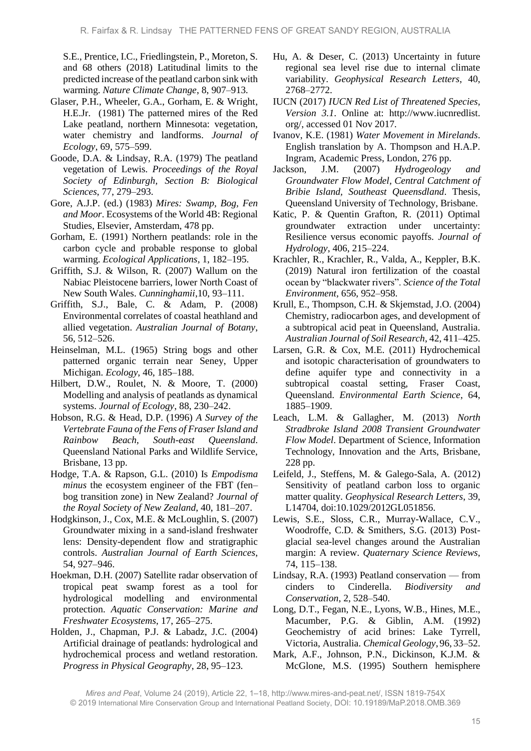S.E., Prentice, I.C., Friedlingstein, P., Moreton, S. and 68 others (2018) Latitudinal limits to the predicted increase of the peatland carbon sink with warming. *Nature Climate Change*, 8, 907–913.

Glaser, P.H., Wheeler, G.A., Gorham, E. & Wright, H.E.Jr. (1981) The patterned mires of the Red Lake peatland, northern Minnesota: vegetation, water chemistry and landforms. *Journal of Ecology*, 69, 575–599.

Goode, D.A. & Lindsay, R.A. (1979) The peatland vegetation of Lewis. *Proceedings of the Royal Society of Edinburgh, Section B: Biological Sciences*, 77, 279–293.

Gore, A.J.P. (ed.) (1983) *Mires: Swamp, Bog, Fen and Moor*. Ecosystems of the World 4B: Regional Studies, Elsevier, Amsterdam, 478 pp.

Gorham, E. (1991) Northern peatlands: role in the carbon cycle and probable response to global warming. *Ecological Applications*, 1, 182–195.

Griffith, S.J. & Wilson, R. (2007) Wallum on the Nabiac Pleistocene barriers, lower North Coast of New South Wales. *Cunninghamii*,10, 93–111.

Griffith, S.J., Bale, C. & Adam, P. (2008) Environmental correlates of coastal heathland and allied vegetation. *Australian Journal of Botany*, 56, 512–526.

Heinselman, M.L. (1965) String bogs and other patterned organic terrain near Seney, Upper Michigan. *Ecology*, 46, 185–188.

Hilbert, D.W., Roulet, N. & Moore, T. (2000) Modelling and analysis of peatlands as dynamical systems. *Journal of Ecology*, 88, 230–242.

Hobson, R.G. & Head, D.P. (1996) *A Survey of the Vertebrate Fauna of the Fens of Fraser Island and Rainbow Beach, South-east Queensland*. Queensland National Parks and Wildlife Service, Brisbane, 13 pp.

Hodge, T.A. & Rapson, G.L. (2010) Is *Empodisma minus* the ecosystem engineer of the FBT (fen–bog transition zone) in New Zealand? *Journal of the Royal Society of New Zealand*, 40, 181–207.

Hodgkinson, J., Cox, M.E. & McLoughlin, S. (2007) Groundwater mixing in a sand-island freshwater lens: Density-dependent flow and stratigraphic controls. *Australian Journal of Earth Sciences*, 54, 927–946.

Hoekman, D.H. (2007) Satellite radar observation of tropical peat swamp forest as a tool for hydrological modelling and environmental protection. *Aquatic Conservation: Marine and Freshwater Ecosystems*, 17, 265–275.

Holden, J., Chapman, P.J. & Labadz, J.C. (2004) Artificial drainage of peatlands: hydrological and hydrochemical process and wetland restoration. *Progress in Physical Geography*, 28, 95–123.

Hu, A. & Deser, C. (2013) Uncertainty in future regional sea level rise due to internal climate variability. *Geophysical Research Letters*, 40, 2768–2772.

IUCN (2017) *IUCN Red List of Threatened Species, Version 3.1*. Online at: http://www.iucnredlist.org/, accessed 01 Nov 2017.

Ivanov, K.E. (1981) *Water Movement in Mirelands*. English translation by A. Thompson and H.A.P. Ingram, Academic Press, London, 276 pp.

Jackson, J.M. (2007) *Hydrogeology and Groundwater Flow Model, Central Catchment of Bribie Island, Southeast Queensdland*. Thesis, Queensland University of Technology, Brisbane.

Katic, P. & Quentin Grafton, R. (2011) Optimal groundwater extraction under uncertainty: Resilience versus economic payoffs. *Journal of Hydrology*, 406, 215–224.

Krachler, R., Krachler, R., Valda, A., Keppler, B.K. (2019) Natural iron fertilization of the coastal ocean by "blackwater rivers". *Science of the Total Environment*, 656, 952–958.

Krull, E., Thompson, C.H. & Skjemstad, J.O. (2004) Chemistry, radiocarbon ages, and development of a subtropical acid peat in Queensland, Australia. *Australian Journal of Soil Research*, 42, 411–425.

Larsen, G.R. & Cox, M.E. (2011) Hydrochemical and isotopic characterisation of groundwaters to define aquifer type and connectivity in a subtropical coastal setting, Fraser Coast, Queensland. *Environmental Earth Science*, 64, 1885–1909.

Leach, L.M. & Gallagher, M. (2013) *North Stradbroke Island 2008 Transient Groundwater Flow Model*. Department of Science, Information Technology, Innovation and the Arts, Brisbane, 228 pp.

Leifeld, J., Steffens, M. & Galego-Sala, A. (2012) Sensitivity of peatland carbon loss to organic matter quality. *Geophysical Research Letters*, 39, L14704, doi:10.1029/2012GL051856.

Lewis, S.E., Sloss, C.R., Murray-Wallace, C.V., Woodroffe, C.D. & Smithers, S.G. (2013) Post-glacial sea-level changes around the Australian margin: A review. *Quaternary Science Reviews*, 74, 115–138.

Lindsay, R.A. (1993) Peatland conservation — from cinders to Cinderella. *Biodiversity and Conservation*, 2, 528–540.

Long, D.T., Fegan, N.E., Lyons, W.B., Hines, M.E., Macumber, P.G. & Giblin, A.M. (1992) Geochemistry of acid brines: Lake Tyrrell, Victoria, Australia. *Chemical Geology*, 96, 33–52.

Mark, A.F., Johnson, P.N., Dickinson, K.J.M. & McGlone, M.S. (1995) Southern hemisphere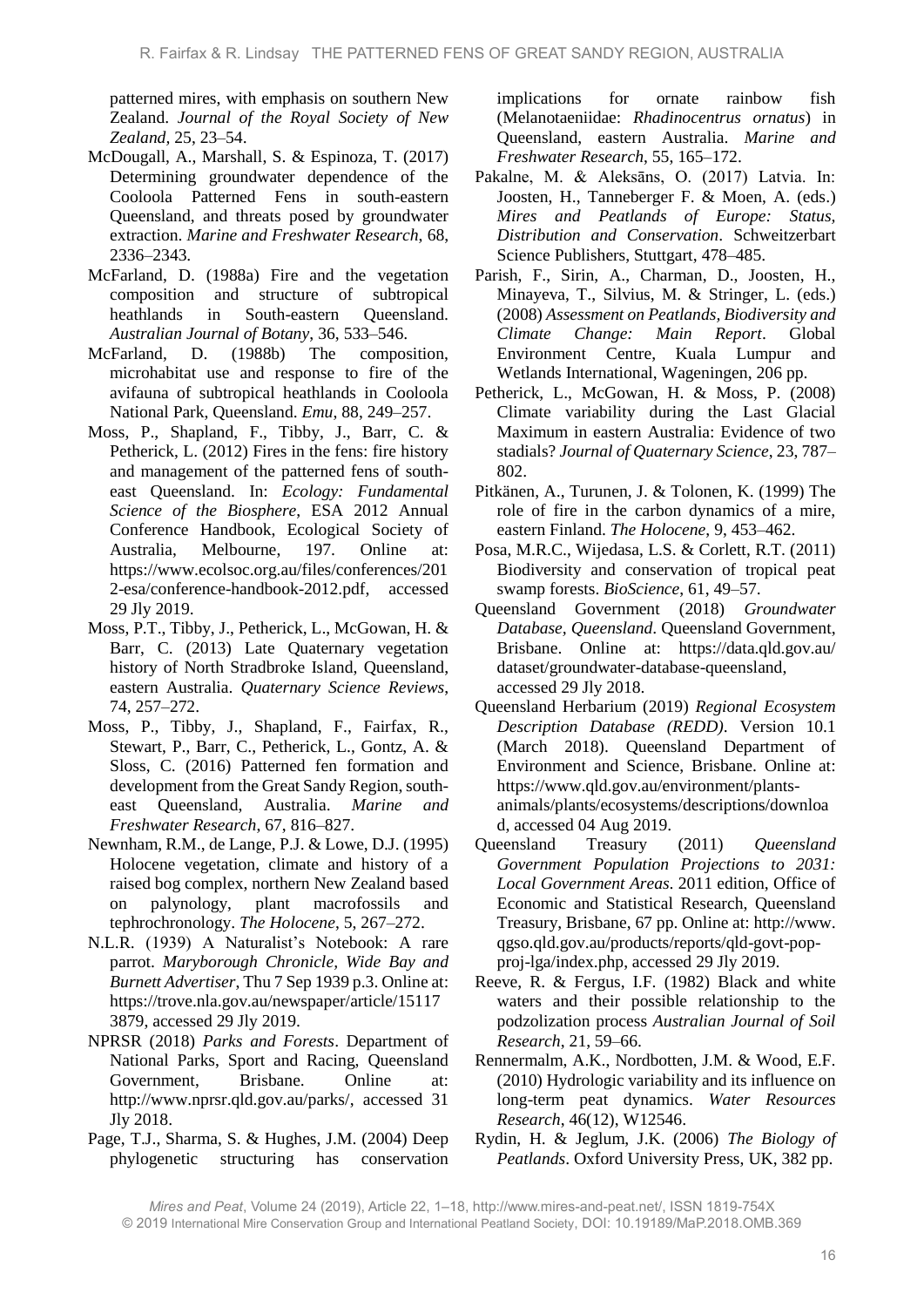patterned mires, with emphasis on southern New Zealand. *Journal of the Royal Society of New Zealand*, 25, 23–54.

McDougall, A., Marshall, S. & Espinoza, T. (2017) Determining groundwater dependence of the Cooloola Patterned Fens in south-eastern Queensland, and threats posed by groundwater extraction. *Marine and Freshwater Research*, 68, 2336–2343.

McFarland, D. (1988a) Fire and the vegetation composition and structure of subtropical heathlands in South-eastern Queensland. *Australian Journal of Botany*, 36, 533–546.

McFarland, D. (1988b) The composition, microhabitat use and response to fire of the avifauna of subtropical heathlands in Cooloola National Park, Queensland. *Emu*, 88, 249–257.

Moss, P., Shapland, F., Tibby, J., Barr, C. & Petherick, L. (2012) Fires in the fens: fire history and management of the patterned fens of south-east Queensland. In: *Ecology: Fundamental Science of the Biosphere*, ESA 2012 Annual Conference Handbook, Ecological Society of Australia, Melbourne, 197. Online at: https://www.ecolsoc.org.au/files/conferences/2012-esa/conference-handbook-2012.pdf, accessed 29 Jly 2019.

Moss, P.T., Tibby, J., Petherick, L., McGowan, H. & Barr, C. (2013) Late Quaternary vegetation history of North Stradbroke Island, Queensland, eastern Australia. *Quaternary Science Reviews*, 74, 257–272.

Moss, P., Tibby, J., Shapland, F., Fairfax, R., Stewart, P., Barr, C., Petherick, L., Gontz, A. & Sloss, C. (2016) Patterned fen formation and development from the Great Sandy Region, south-east Queensland, Australia. *Marine and Freshwater Research*, 67, 816–827.

Newnham, R.M., de Lange, P.J. & Lowe, D.J. (1995) Holocene vegetation, climate and history of a raised bog complex, northern New Zealand based on palynology, plant macrofossils and tephrochronology. *The Holocene*, 5, 267–272.

N.L.R. (1939) A Naturalist's Notebook: A rare parrot. *Maryborough Chronicle, Wide Bay and Burnett Advertiser*, Thu 7 Sep 1939 p.3. Online at: https://trove.nla.gov.au/newspaper/article/151173879, accessed 29 Jly 2019.

NPRSR (2018) *Parks and Forests*. Department of National Parks, Sport and Racing, Queensland Government, Brisbane. Online at: http://www.nprsr.qld.gov.au/parks/, accessed 31 Jly 2018.

Page, T.J., Sharma, S. & Hughes, J.M. (2004) Deep phylogenetic structuring has conservation implications for ornate rainbow fish (Melanotaeniidae: *Rhadinocentrus ornatus*) in Queensland, eastern Australia. *Marine and Freshwater Research*, 55, 165–172.

Pakalne, M. & Aleksāns, O. (2017) Latvia. In: Joosten, H., Tanneberger F. & Moen, A. (eds.) *Mires and Peatlands of Europe: Status, Distribution and Conservation*. Schweitzerbart Science Publishers, Stuttgart, 478–485.

Parish, F., Sirin, A., Charman, D., Joosten, H., Minayeva, T., Silvius, M. & Stringer, L. (eds.) (2008) *Assessment on Peatlands, Biodiversity and Climate Change: Main Report*. Global Environment Centre, Kuala Lumpur and Wetlands International, Wageningen, 206 pp.

Petherick, L., McGowan, H. & Moss, P. (2008) Climate variability during the Last Glacial Maximum in eastern Australia: Evidence of two stadials? *Journal of Quaternary Science*, 23, 787–802.

Pitkänen, A., Turunen, J. & Tolonen, K. (1999) The role of fire in the carbon dynamics of a mire, eastern Finland. *The Holocene*, 9, 453–462.

Posa, M.R.C., Wijedasa, L.S. & Corlett, R.T. (2011) Biodiversity and conservation of tropical peat swamp forests. *BioScience*, 61, 49–57.

Queensland Government (2018) *Groundwater Database, Queensland*. Queensland Government, Brisbane. Online at: https://data.qld.gov.au/dataset/groundwater-database-queensland, accessed 29 Jly 2018.

Queensland Herbarium (2019) *Regional Ecosystem Description Database (REDD)*. Version 10.1 (March 2018). Queensland Department of Environment and Science, Brisbane. Online at: https://www.qld.gov.au/environment/plants-animals/plants/ecosystems/descriptions/download, accessed 04 Aug 2019.

Queensland Treasury (2011) *Queensland Government Population Projections to 2031: Local Government Areas*. 2011 edition, Office of Economic and Statistical Research, Queensland Treasury, Brisbane, 67 pp. Online at: http://www.qgso.qld.gov.au/products/reports/qld-govt-pop-proj-lga/index.php, accessed 29 Jly 2019.

Reeve, R. & Fergus, I.F. (1982) Black and white waters and their possible relationship to the podzolization process *Australian Journal of Soil Research*, 21, 59–66.

Rennermalm, A.K., Nordbotten, J.M. & Wood, E.F. (2010) Hydrologic variability and its influence on long-term peat dynamics. *Water Resources Research*, 46(12), W12546.

Rydin, H. & Jeglum, J.K. (2006) *The Biology of Peatlands*. Oxford University Press, UK, 382 pp.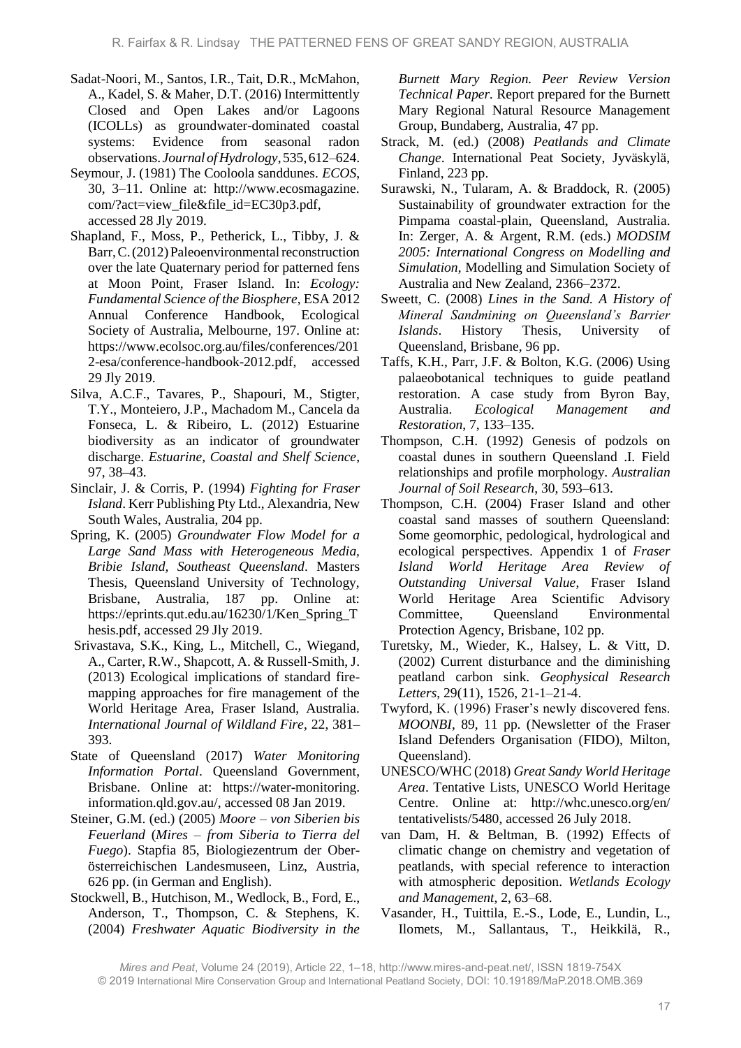Sadat-Noori, M., Santos, I.R., Tait, D.R., McMahon, A., Kadel, S. & Maher, D.T. (2016) Intermittently Closed and Open Lakes and/or Lagoons (ICOLLs) as groundwater-dominated coastal systems: Evidence from seasonal radon observations. *Journal of Hydrology*, 535, 612–624.

Seymour, J. (1981) The Cooloola sanddunes. *ECOS*, 30, 3–11. Online at: http://www.ecosmagazine.com/?act=view_file&file_id=EC30p3.pdf, accessed 28 Jly 2019.

Shapland, F., Moss, P., Petherick, L., Tibby, J. & Barr, C. (2012) Paleoenvironmental reconstruction over the late Quaternary period for patterned fens at Moon Point, Fraser Island. In: *Ecology: Fundamental Science of the Biosphere*, ESA 2012 Annual Conference Handbook, Ecological Society of Australia, Melbourne, 197. Online at: https://www.ecolsoc.org.au/files/conferences/2012-esa/conference-handbook-2012.pdf, accessed 29 Jly 2019.

Silva, A.C.F., Tavares, P., Shapouri, M., Stigter, T.Y., Monteiero, J.P., Machadom M., Cancela da Fonseca, L. & Ribeiro, L. (2012) Estuarine biodiversity as an indicator of groundwater discharge. *Estuarine, Coastal and Shelf Science*, 97, 38–43.

Sinclair, J. & Corris, P. (1994) *Fighting for Fraser Island*. Kerr Publishing Pty Ltd., Alexandria, New South Wales, Australia, 204 pp.

Spring, K. (2005) *Groundwater Flow Model for a Large Sand Mass with Heterogeneous Media, Bribie Island, Southeast Queensland*. Masters Thesis, Queensland University of Technology, Brisbane, Australia, 187 pp. Online at: https://eprints.qut.edu.au/16230/1/Ken_Spring_Thesis.pdf, accessed 29 Jly 2019.

Srivastava, S.K., King, L., Mitchell, C., Wiegand, A., Carter, R.W., Shapcott, A. & Russell-Smith, J. (2013) Ecological implications of standard fire-mapping approaches for fire management of the World Heritage Area, Fraser Island, Australia. *International Journal of Wildland Fire*, 22, 381–393.

State of Queensland (2017) *Water Monitoring Information Portal*. Queensland Government, Brisbane. Online at: https://water-monitoring.information.qld.gov.au/, accessed 08 Jan 2019.

Steiner, G.M. (ed.) (2005) *Moore – von Siberien bis Feuerland* (*Mires – from Siberia to Tierra del Fuego*). Stapfia 85, Biologiezentrum der Oberösterreichischen Landesmuseen, Linz, Austria, 626 pp. (in German and English).

Stockwell, B., Hutchison, M., Wedlock, B., Ford, E., Anderson, T., Thompson, C. & Stephens, K. (2004) *Freshwater Aquatic Biodiversity in the Burnett Mary Region. Peer Review Version Technical Paper*. Report prepared for the Burnett Mary Regional Natural Resource Management Group, Bundaberg, Australia, 47 pp.

Strack, M. (ed.) (2008) *Peatlands and Climate Change*. International Peat Society, Jyväskylä, Finland, 223 pp.

Surawski, N., Tularam, A. & Braddock, R. (2005) Sustainability of groundwater extraction for the Pimpama coastal-plain, Queensland, Australia. In: Zerger, A. & Argent, R.M. (eds.) *MODSIM 2005: International Congress on Modelling and Simulation*, Modelling and Simulation Society of Australia and New Zealand, 2366–2372.

Sweett, C. (2008) *Lines in the Sand. A History of Mineral Sandmining on Queensland's Barrier Islands*. History Thesis, University of Queensland, Brisbane, 96 pp.

Taffs, K.H., Parr, J.F. & Bolton, K.G. (2006) Using palaeobotanical techniques to guide peatland restoration. A case study from Byron Bay, Australia. *Ecological Management and Restoration*, 7, 133–135.

Thompson, C.H. (1992) Genesis of podzols on coastal dunes in southern Queensland .I. Field relationships and profile morphology. *Australian Journal of Soil Research*, 30, 593–613.

Thompson, C.H. (2004) Fraser Island and other coastal sand masses of southern Queensland: Some geomorphic, pedological, hydrological and ecological perspectives. Appendix 1 of *Fraser Island World Heritage Area Review of Outstanding Universal Value*, Fraser Island World Heritage Area Scientific Advisory Committee, Queensland Environmental Protection Agency, Brisbane, 102 pp.

Turetsky, M., Wieder, K., Halsey, L. & Vitt, D. (2002) Current disturbance and the diminishing peatland carbon sink. *Geophysical Research Letters*, 29(11), 1526, 21-1–21-4.

Twyford, K. (1996) Fraser's newly discovered fens. *MOONBI*, 89, 11 pp. (Newsletter of the Fraser Island Defenders Organisation (FIDO), Milton, Queensland).

UNESCO/WHC (2018) *Great Sandy World Heritage Area*. Tentative Lists, UNESCO World Heritage Centre. Online at: http://whc.unesco.org/en/tentativelists/5480, accessed 26 July 2018.

van Dam, H. & Beltman, B. (1992) Effects of climatic change on chemistry and vegetation of peatlands, with special reference to interaction with atmospheric deposition. *Wetlands Ecology and Management*, 2, 63–68.

Vasander, H., Tuittila, E.-S., Lode, E., Lundin, L., Ilomets, M., Sallantaus, T., Heikkilä, R.,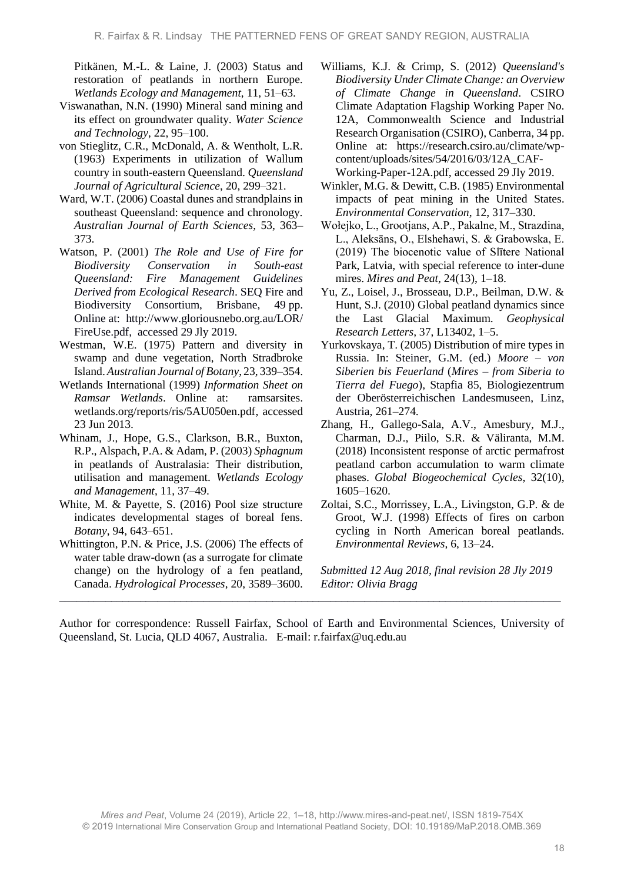Pitkänen, M.-L. & Laine, J. (2003) Status and restoration of peatlands in northern Europe. *Wetlands Ecology and Management*, 11, 51–63.

Viswanathan, N.N. (1990) Mineral sand mining and its effect on groundwater quality. *Water Science and Technology*, 22, 95–100.

von Stieglitz, C.R., McDonald, A. & Wentholt, L.R. (1963) Experiments in utilization of Wallum country in south-eastern Queensland. *Queensland Journal of Agricultural Science*, 20, 299–321.

Ward, W.T. (2006) Coastal dunes and strandplains in southeast Queensland: sequence and chronology. *Australian Journal of Earth Sciences*, 53, 363–373.

Watson, P. (2001) *The Role and Use of Fire for Biodiversity Conservation in South-east Queensland: Fire Management Guidelines Derived from Ecological Research*. SEQ Fire and Biodiversity Consortium, Brisbane, 49 pp. Online at: http://www.gloriousnebo.org.au/LOR/FireUse.pdf, accessed 29 Jly 2019.

Westman, W.E. (1975) Pattern and diversity in swamp and dune vegetation, North Stradbroke Island. *Australian Journal of Botany*, 23, 339–354.

Wetlands International (1999) *Information Sheet on Ramsar Wetlands*. Online at: ramsarsites.wetlands.org/reports/ris/5AU050en.pdf, accessed 23 Jun 2013.

Whinam, J., Hope, G.S., Clarkson, B.R., Buxton, R.P., Alspach, P.A. & Adam, P. (2003) *Sphagnum* in peatlands of Australasia: Their distribution, utilisation and management. *Wetlands Ecology and Management*, 11, 37–49.

White, M. & Payette, S. (2016) Pool size structure indicates developmental stages of boreal fens. *Botany*, 94, 643–651.

Whittington, P.N. & Price, J.S. (2006) The effects of water table draw-down (as a surrogate for climate change) on the hydrology of a fen peatland, Canada. *Hydrological Processes*, 20, 3589–3600.

Williams, K.J. & Crimp, S. (2012) *Queensland's Biodiversity Under Climate Change: an Overview of Climate Change in Queensland*. CSIRO Climate Adaptation Flagship Working Paper No. 12A, Commonwealth Science and Industrial Research Organisation (CSIRO), Canberra, 34 pp. Online at: https://research.csiro.au/climate/wp-content/uploads/sites/54/2016/03/12A_CAF-Working-Paper-12A.pdf, accessed 29 Jly 2019.

Winkler, M.G. & Dewitt, C.B. (1985) Environmental impacts of peat mining in the United States. *Environmental Conservation*, 12, 317–330.

Wołejko, L., Grootjans, A.P., Pakalne, M., Strazdina, L., Aleksāns, O., Elshehawi, S. & Grabowska, E. (2019) The biocenotic value of Slītere National Park, Latvia, with special reference to inter-dune mires. *Mires and Peat*, 24(13), 1–18.

Yu, Z., Loisel, J., Brosseau, D.P., Beilman, D.W. & Hunt, S.J. (2010) Global peatland dynamics since the Last Glacial Maximum. *Geophysical Research Letters*, 37, L13402, 1–5.

Yurkovskaya, T. (2005) Distribution of mire types in Russia. In: Steiner, G.M. (ed.) *Moore – von Siberien bis Feuerland* (*Mires – from Siberia to Tierra del Fuego*), Stapfia 85, Biologiezentrum der Oberösterreichischen Landesmuseen, Linz, Austria, 261–274.

Zhang, H., Gallego-Sala, A.V., Amesbury, M.J., Charman, D.J., Piilo, S.R. & Väliranta, M.M. (2018) Inconsistent response of arctic permafrost peatland carbon accumulation to warm climate phases. *Global Biogeochemical Cycles*, 32(10), 1605–1620.

Zoltai, S.C., Morrissey, L.A., Livingston, G.P. & de Groot, W.J. (1998) Effects of fires on carbon cycling in North American boreal peatlands. *Environmental Reviews*, 6, 13–24.

*Submitted 12 Aug 2018, final revision 28 Jly 2019*
*Editor: Olivia Bragg*

---

Author for correspondence: Russell Fairfax, School of Earth and Environmental Sciences, University of Queensland, St. Lucia, QLD 4067, Australia. E-mail: r.fairfax@uq.edu.au